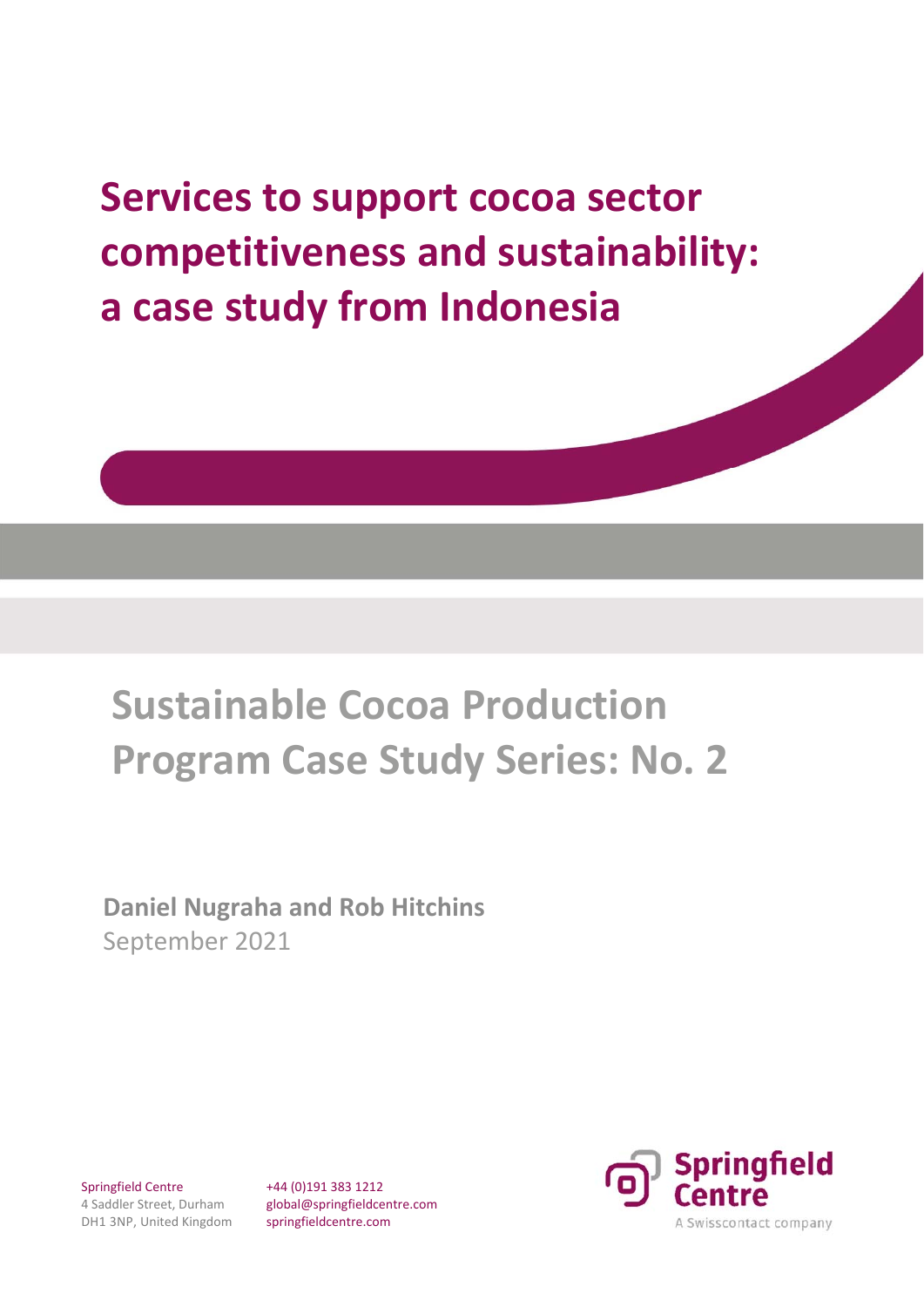# Services to support cocoa sector competitiveness and sustainability: a case study from Indonesia

## Sustainable Cocoa Production Program Case Study Series: No. 2

**Daniel Nugraha and Rob Hitchins**
September 2021

Springfield Centre
4 Saddler Street, Durham
DH1 3NP, United Kingdom

+44 (0)191 383 1212
global@springfieldcentre.com
springfieldcentre.com

Springfield Centre
A Swisscontact company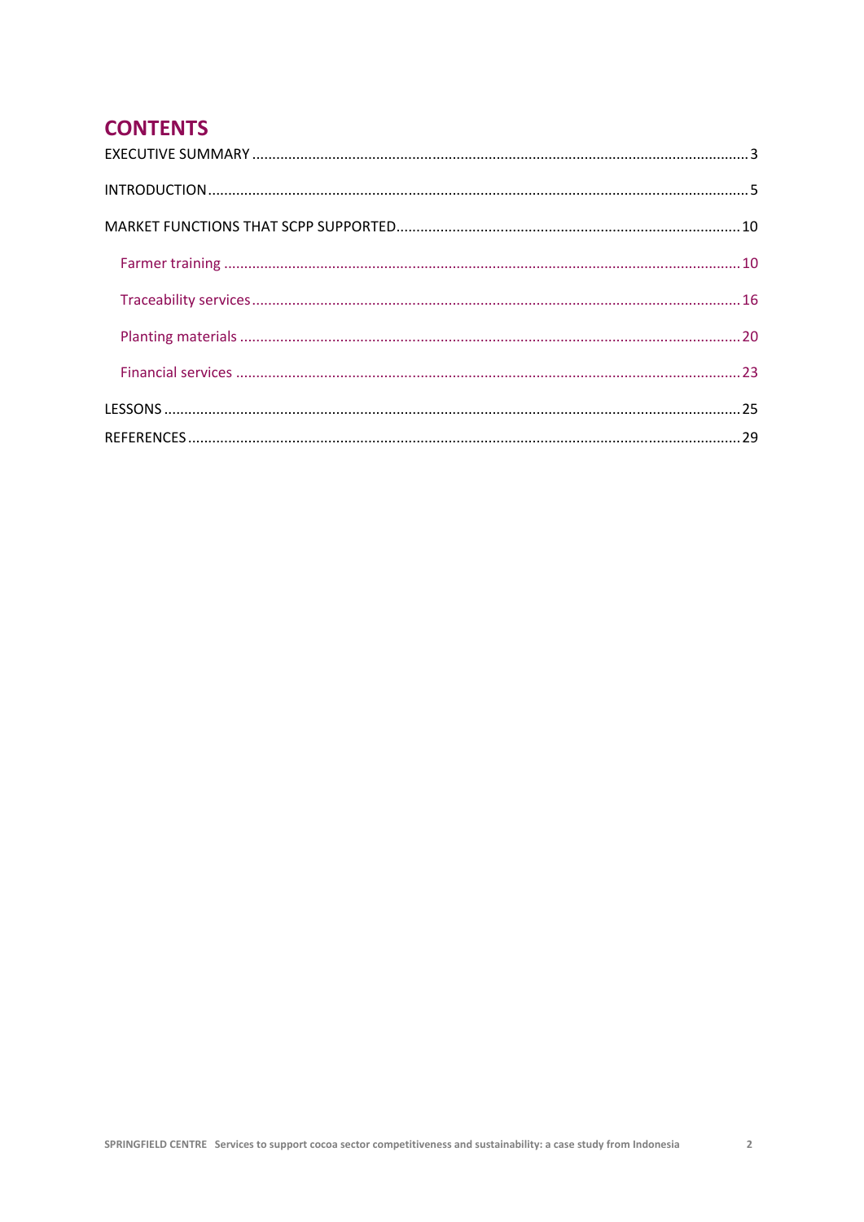# CONTENTS

EXECUTIVE SUMMARY ..... 3

INTRODUCTION ..... 5

MARKET FUNCTIONS THAT SCPP SUPPORTED ..... 10

- Farmer training ..... 10
- Traceability services ..... 16
- Planting materials ..... 20
- Financial services ..... 23

LESSONS ..... 25

REFERENCES ..... 29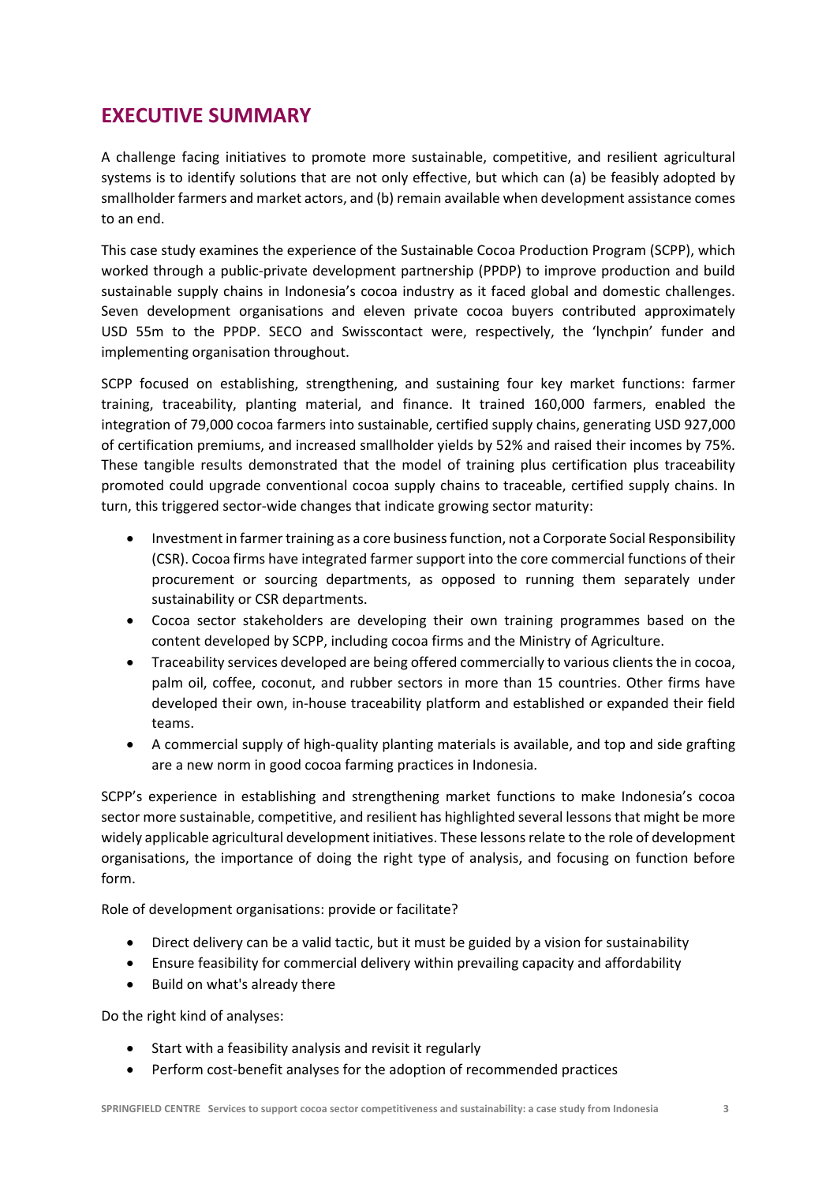## EXECUTIVE SUMMARY

A challenge facing initiatives to promote more sustainable, competitive, and resilient agricultural systems is to identify solutions that are not only effective, but which can (a) be feasibly adopted by smallholder farmers and market actors, and (b) remain available when development assistance comes to an end.

This case study examines the experience of the Sustainable Cocoa Production Program (SCPP), which worked through a public-private development partnership (PPDP) to improve production and build sustainable supply chains in Indonesia's cocoa industry as it faced global and domestic challenges. Seven development organisations and eleven private cocoa buyers contributed approximately USD 55m to the PPDP. SECO and Swisscontact were, respectively, the 'lynchpin' funder and implementing organisation throughout.

SCPP focused on establishing, strengthening, and sustaining four key market functions: farmer training, traceability, planting material, and finance. It trained 160,000 farmers, enabled the integration of 79,000 cocoa farmers into sustainable, certified supply chains, generating USD 927,000 of certification premiums, and increased smallholder yields by 52% and raised their incomes by 75%. These tangible results demonstrated that the model of training plus certification plus traceability promoted could upgrade conventional cocoa supply chains to traceable, certified supply chains. In turn, this triggered sector-wide changes that indicate growing sector maturity:

- Investment in farmer training as a core business function, not a Corporate Social Responsibility (CSR). Cocoa firms have integrated farmer support into the core commercial functions of their procurement or sourcing departments, as opposed to running them separately under sustainability or CSR departments.
- Cocoa sector stakeholders are developing their own training programmes based on the content developed by SCPP, including cocoa firms and the Ministry of Agriculture.
- Traceability services developed are being offered commercially to various clients the in cocoa, palm oil, coffee, coconut, and rubber sectors in more than 15 countries. Other firms have developed their own, in-house traceability platform and established or expanded their field teams.
- A commercial supply of high-quality planting materials is available, and top and side grafting are a new norm in good cocoa farming practices in Indonesia.

SCPP's experience in establishing and strengthening market functions to make Indonesia's cocoa sector more sustainable, competitive, and resilient has highlighted several lessons that might be more widely applicable agricultural development initiatives. These lessons relate to the role of development organisations, the importance of doing the right type of analysis, and focusing on function before form.

Role of development organisations: provide or facilitate?

- Direct delivery can be a valid tactic, but it must be guided by a vision for sustainability
- Ensure feasibility for commercial delivery within prevailing capacity and affordability
- Build on what's already there

Do the right kind of analyses:

- Start with a feasibility analysis and revisit it regularly
- Perform cost-benefit analyses for the adoption of recommended practices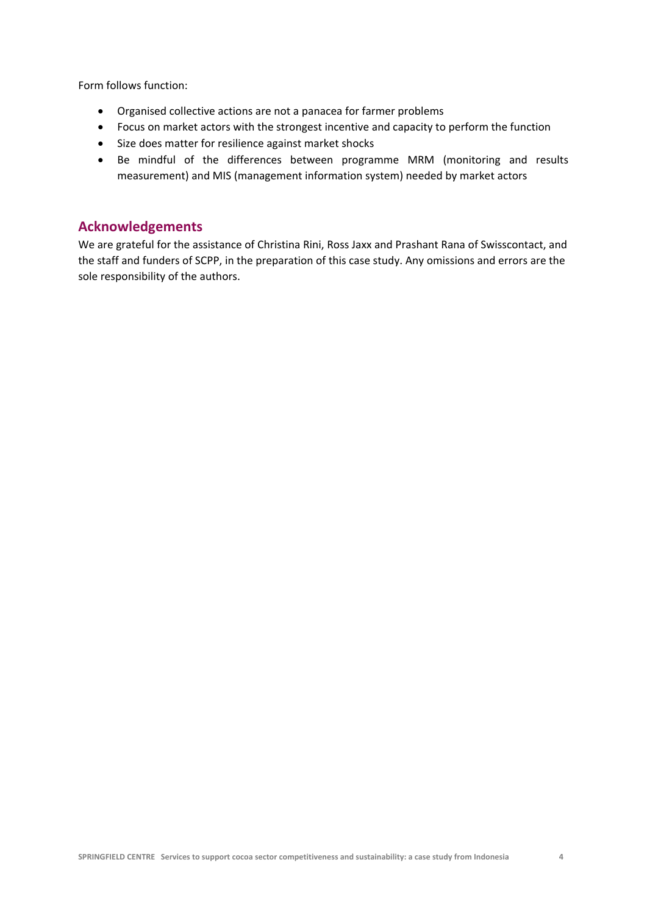Form follows function:

- Organised collective actions are not a panacea for farmer problems
- Focus on market actors with the strongest incentive and capacity to perform the function
- Size does matter for resilience against market shocks
- Be mindful of the differences between programme MRM (monitoring and results measurement) and MIS (management information system) needed by market actors

## Acknowledgements

We are grateful for the assistance of Christina Rini, Ross Jaxx and Prashant Rana of Swisscontact, and the staff and funders of SCPP, in the preparation of this case study. Any omissions and errors are the sole responsibility of the authors.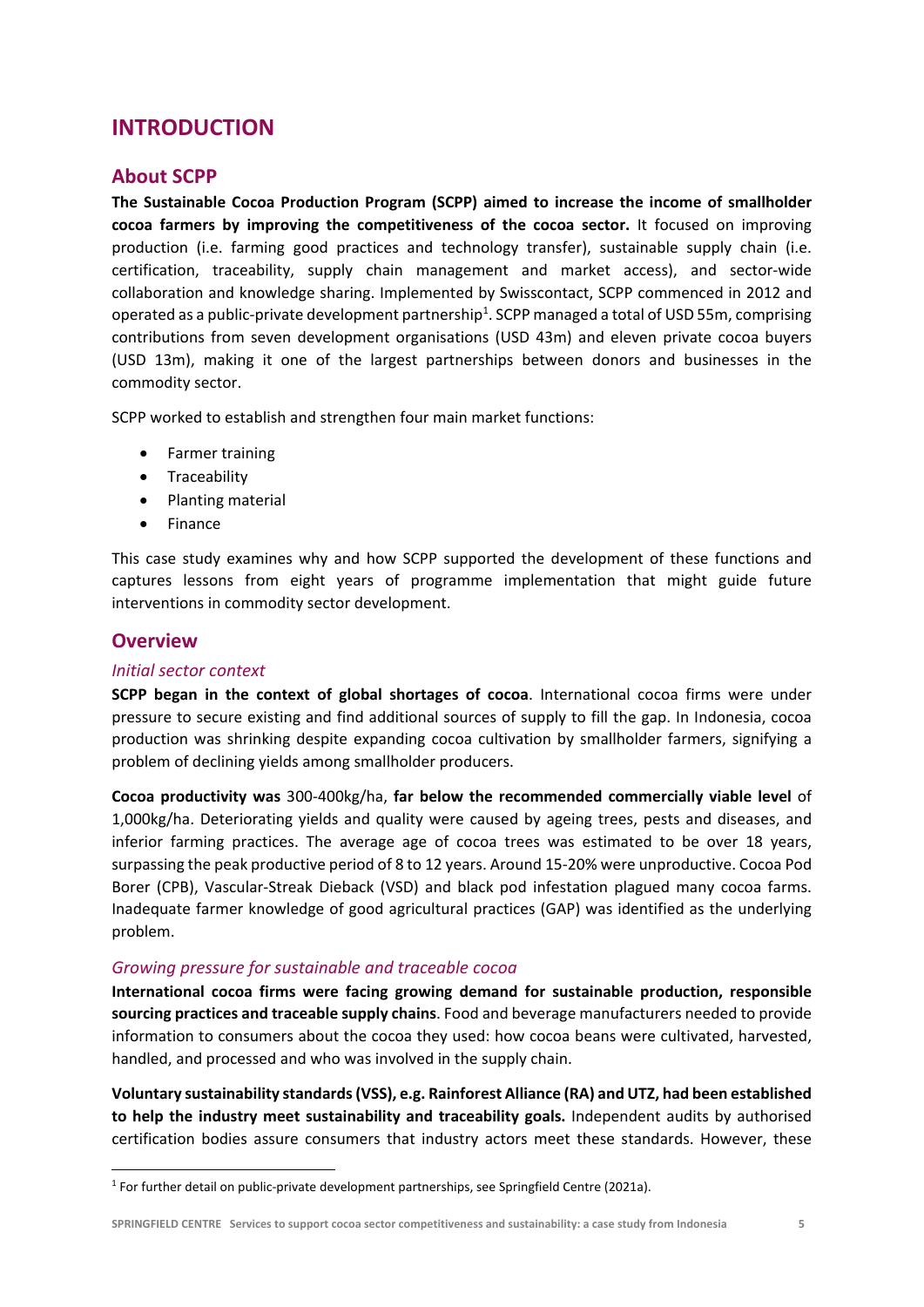# INTRODUCTION

## About SCPP

**The Sustainable Cocoa Production Program (SCPP) aimed to increase the income of smallholder cocoa farmers by improving the competitiveness of the cocoa sector.** It focused on improving production (i.e. farming good practices and technology transfer), sustainable supply chain (i.e. certification, traceability, supply chain management and market access), and sector-wide collaboration and knowledge sharing. Implemented by Swisscontact, SCPP commenced in 2012 and operated as a public-private development partnership[1]. SCPP managed a total of USD 55m, comprising contributions from seven development organisations (USD 43m) and eleven private cocoa buyers (USD 13m), making it one of the largest partnerships between donors and businesses in the commodity sector.

SCPP worked to establish and strengthen four main market functions:

- Farmer training
- Traceability
- Planting material
- Finance

This case study examines why and how SCPP supported the development of these functions and captures lessons from eight years of programme implementation that might guide future interventions in commodity sector development.

## Overview

### *Initial sector context*

**SCPP began in the context of global shortages of cocoa**. International cocoa firms were under pressure to secure existing and find additional sources of supply to fill the gap. In Indonesia, cocoa production was shrinking despite expanding cocoa cultivation by smallholder farmers, signifying a problem of declining yields among smallholder producers.

**Cocoa productivity was** 300-400kg/ha, **far below the recommended commercially viable level** of 1,000kg/ha. Deteriorating yields and quality were caused by ageing trees, pests and diseases, and inferior farming practices. The average age of cocoa trees was estimated to be over 18 years, surpassing the peak productive period of 8 to 12 years. Around 15-20% were unproductive. Cocoa Pod Borer (CPB), Vascular-Streak Dieback (VSD) and black pod infestation plagued many cocoa farms. Inadequate farmer knowledge of good agricultural practices (GAP) was identified as the underlying problem.

### *Growing pressure for sustainable and traceable cocoa*

**International cocoa firms were facing growing demand for sustainable production, responsible sourcing practices and traceable supply chains**. Food and beverage manufacturers needed to provide information to consumers about the cocoa they used: how cocoa beans were cultivated, harvested, handled, and processed and who was involved in the supply chain.

**Voluntary sustainability standards (VSS), e.g. Rainforest Alliance (RA) and UTZ, had been established to help the industry meet sustainability and traceability goals.** Independent audits by authorised certification bodies assure consumers that industry actors meet these standards. However, these

---

[1] For further detail on public-private development partnerships, see Springfield Centre (2021a).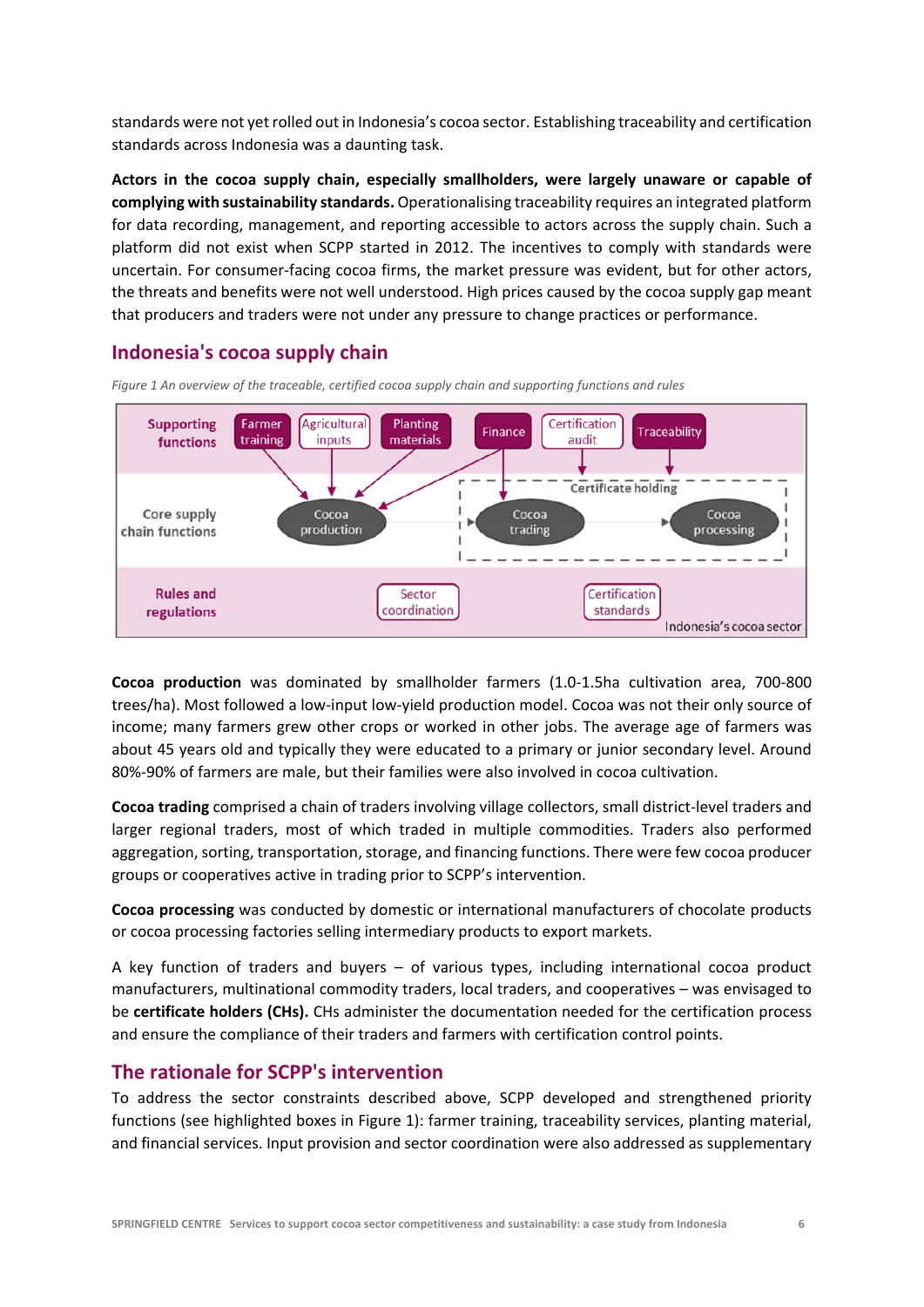standards were not yet rolled out in Indonesia's cocoa sector. Establishing traceability and certification standards across Indonesia was a daunting task.

**Actors in the cocoa supply chain, especially smallholders, were largely unaware or capable of complying with sustainability standards.** Operationalising traceability requires an integrated platform for data recording, management, and reporting accessible to actors across the supply chain. Such a platform did not exist when SCPP started in 2012. The incentives to comply with standards were uncertain. For consumer-facing cocoa firms, the market pressure was evident, but for other actors, the threats and benefits were not well understood. High prices caused by the cocoa supply gap meant that producers and traders were not under any pressure to change practices or performance.

## Indonesia's cocoa supply chain

*Figure 1 An overview of the traceable, certified cocoa supply chain and supporting functions and rules*

Supporting functions: Farmer training; Agricultural inputs; Planting materials; Finance; Certification audit; Traceability

Core supply chain functions: Cocoa production; Cocoa trading; Cocoa processing (Certificate holding)

Rules and regulations: Sector coordination; Certification standards

Indonesia's cocoa sector

**Cocoa production** was dominated by smallholder farmers (1.0-1.5ha cultivation area, 700-800 trees/ha). Most followed a low-input low-yield production model. Cocoa was not their only source of income; many farmers grew other crops or worked in other jobs. The average age of farmers was about 45 years old and typically they were educated to a primary or junior secondary level. Around 80%-90% of farmers are male, but their families were also involved in cocoa cultivation.

**Cocoa trading** comprised a chain of traders involving village collectors, small district-level traders and larger regional traders, most of which traded in multiple commodities. Traders also performed aggregation, sorting, transportation, storage, and financing functions. There were few cocoa producer groups or cooperatives active in trading prior to SCPP's intervention.

**Cocoa processing** was conducted by domestic or international manufacturers of chocolate products or cocoa processing factories selling intermediary products to export markets.

A key function of traders and buyers – of various types, including international cocoa product manufacturers, multinational commodity traders, local traders, and cooperatives – was envisaged to be **certificate holders (CHs).** CHs administer the documentation needed for the certification process and ensure the compliance of their traders and farmers with certification control points.

## The rationale for SCPP's intervention

To address the sector constraints described above, SCPP developed and strengthened priority functions (see highlighted boxes in Figure 1): farmer training, traceability services, planting material, and financial services. Input provision and sector coordination were also addressed as supplementary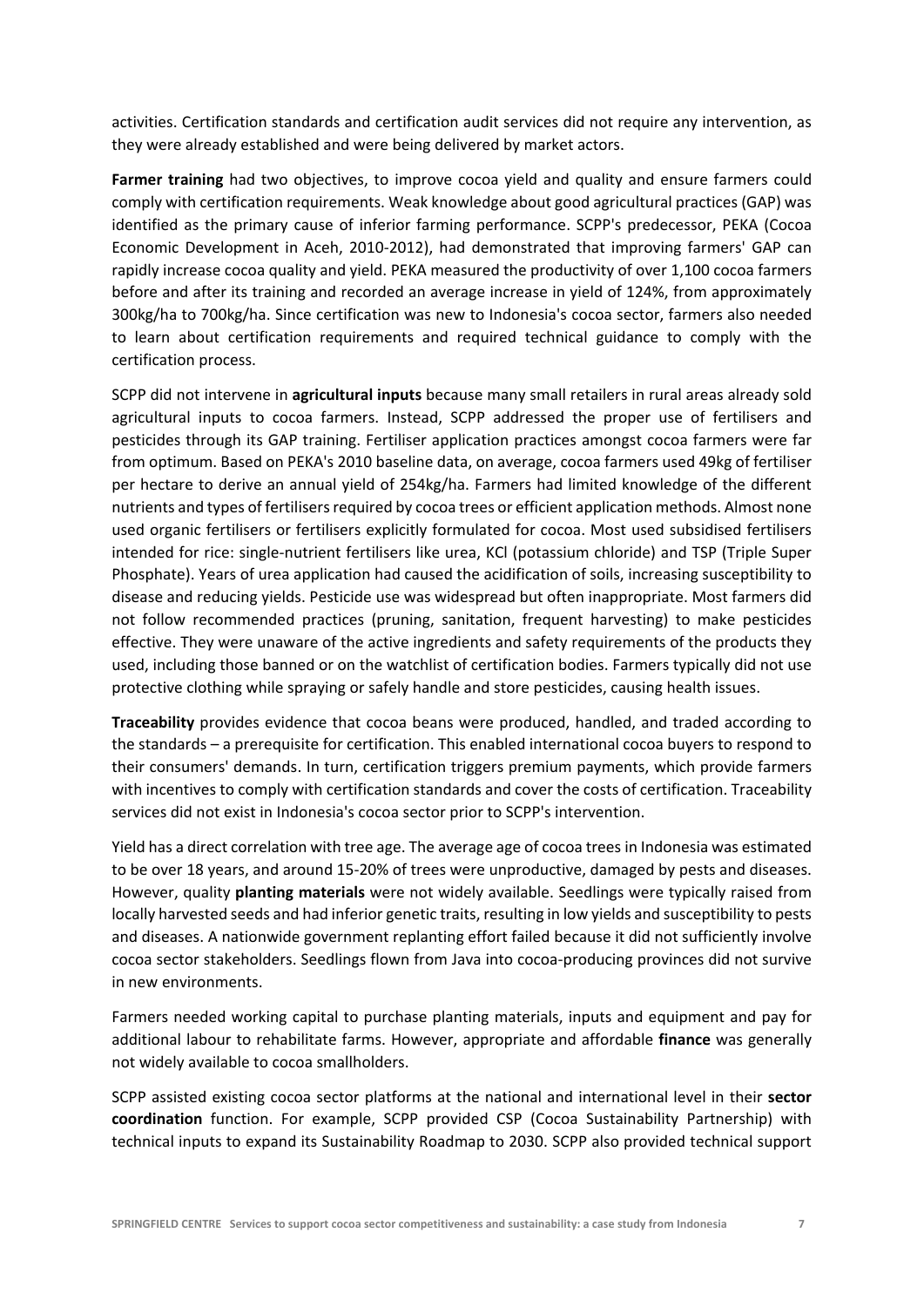activities. Certification standards and certification audit services did not require any intervention, as they were already established and were being delivered by market actors.

**Farmer training** had two objectives, to improve cocoa yield and quality and ensure farmers could comply with certification requirements. Weak knowledge about good agricultural practices (GAP) was identified as the primary cause of inferior farming performance. SCPP's predecessor, PEKA (Cocoa Economic Development in Aceh, 2010-2012), had demonstrated that improving farmers' GAP can rapidly increase cocoa quality and yield. PEKA measured the productivity of over 1,100 cocoa farmers before and after its training and recorded an average increase in yield of 124%, from approximately 300kg/ha to 700kg/ha. Since certification was new to Indonesia's cocoa sector, farmers also needed to learn about certification requirements and required technical guidance to comply with the certification process.

SCPP did not intervene in **agricultural inputs** because many small retailers in rural areas already sold agricultural inputs to cocoa farmers. Instead, SCPP addressed the proper use of fertilisers and pesticides through its GAP training. Fertiliser application practices amongst cocoa farmers were far from optimum. Based on PEKA's 2010 baseline data, on average, cocoa farmers used 49kg of fertiliser per hectare to derive an annual yield of 254kg/ha. Farmers had limited knowledge of the different nutrients and types of fertilisers required by cocoa trees or efficient application methods. Almost none used organic fertilisers or fertilisers explicitly formulated for cocoa. Most used subsidised fertilisers intended for rice: single-nutrient fertilisers like urea, KCl (potassium chloride) and TSP (Triple Super Phosphate). Years of urea application had caused the acidification of soils, increasing susceptibility to disease and reducing yields. Pesticide use was widespread but often inappropriate. Most farmers did not follow recommended practices (pruning, sanitation, frequent harvesting) to make pesticides effective. They were unaware of the active ingredients and safety requirements of the products they used, including those banned or on the watchlist of certification bodies. Farmers typically did not use protective clothing while spraying or safely handle and store pesticides, causing health issues.

**Traceability** provides evidence that cocoa beans were produced, handled, and traded according to the standards – a prerequisite for certification. This enabled international cocoa buyers to respond to their consumers' demands. In turn, certification triggers premium payments, which provide farmers with incentives to comply with certification standards and cover the costs of certification. Traceability services did not exist in Indonesia's cocoa sector prior to SCPP's intervention.

Yield has a direct correlation with tree age. The average age of cocoa trees in Indonesia was estimated to be over 18 years, and around 15-20% of trees were unproductive, damaged by pests and diseases. However, quality **planting materials** were not widely available. Seedlings were typically raised from locally harvested seeds and had inferior genetic traits, resulting in low yields and susceptibility to pests and diseases. A nationwide government replanting effort failed because it did not sufficiently involve cocoa sector stakeholders. Seedlings flown from Java into cocoa-producing provinces did not survive in new environments.

Farmers needed working capital to purchase planting materials, inputs and equipment and pay for additional labour to rehabilitate farms. However, appropriate and affordable **finance** was generally not widely available to cocoa smallholders.

SCPP assisted existing cocoa sector platforms at the national and international level in their **sector coordination** function. For example, SCPP provided CSP (Cocoa Sustainability Partnership) with technical inputs to expand its Sustainability Roadmap to 2030. SCPP also provided technical support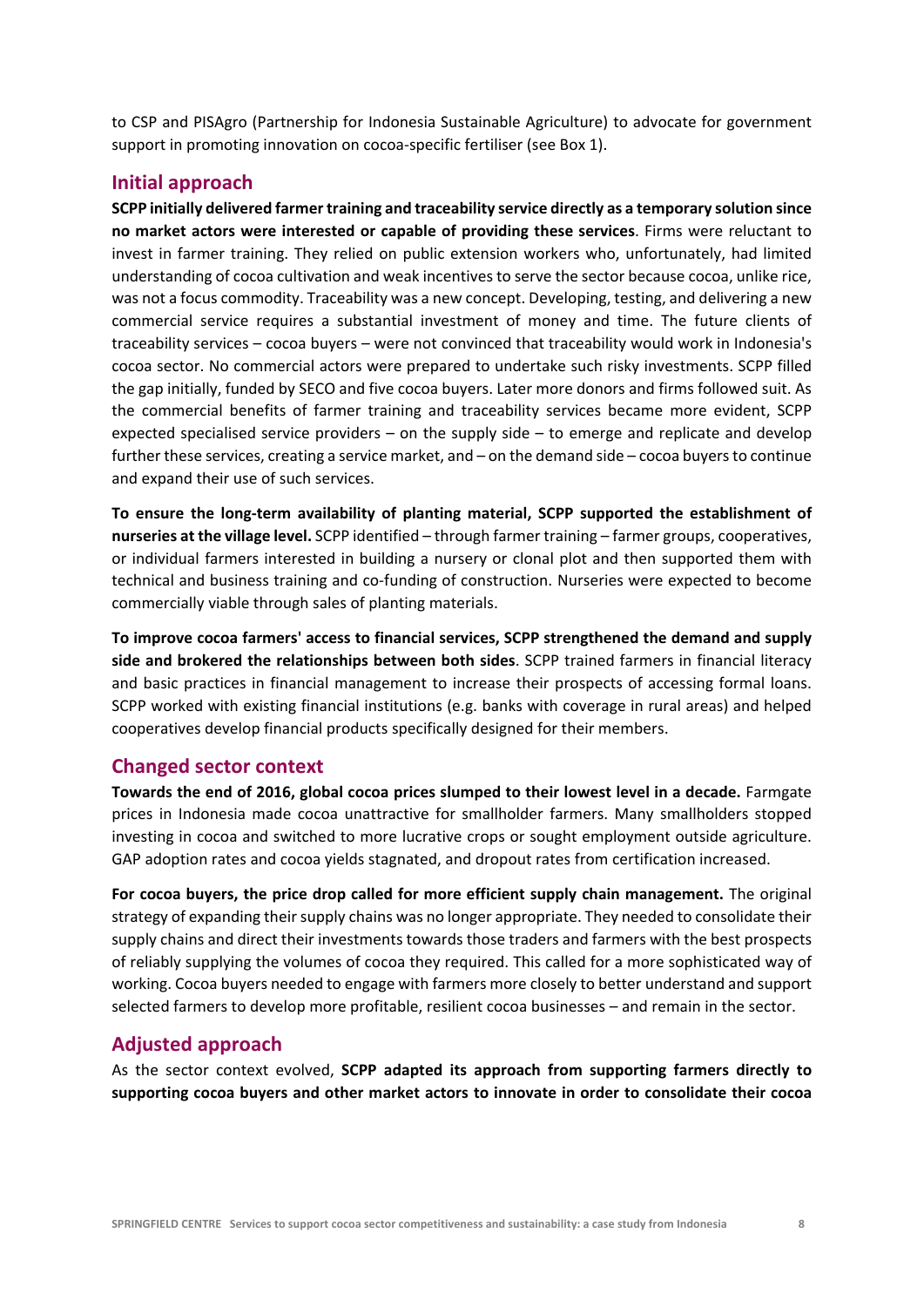to CSP and PISAgro (Partnership for Indonesia Sustainable Agriculture) to advocate for government support in promoting innovation on cocoa-specific fertiliser (see Box 1).

## Initial approach

**SCPP initially delivered farmer training and traceability service directly as a temporary solution since no market actors were interested or capable of providing these services**. Firms were reluctant to invest in farmer training. They relied on public extension workers who, unfortunately, had limited understanding of cocoa cultivation and weak incentives to serve the sector because cocoa, unlike rice, was not a focus commodity. Traceability was a new concept. Developing, testing, and delivering a new commercial service requires a substantial investment of money and time. The future clients of traceability services – cocoa buyers – were not convinced that traceability would work in Indonesia's cocoa sector. No commercial actors were prepared to undertake such risky investments. SCPP filled the gap initially, funded by SECO and five cocoa buyers. Later more donors and firms followed suit. As the commercial benefits of farmer training and traceability services became more evident, SCPP expected specialised service providers – on the supply side – to emerge and replicate and develop further these services, creating a service market, and – on the demand side – cocoa buyers to continue and expand their use of such services.

**To ensure the long-term availability of planting material, SCPP supported the establishment of nurseries at the village level.** SCPP identified – through farmer training – farmer groups, cooperatives, or individual farmers interested in building a nursery or clonal plot and then supported them with technical and business training and co-funding of construction. Nurseries were expected to become commercially viable through sales of planting materials.

**To improve cocoa farmers' access to financial services, SCPP strengthened the demand and supply side and brokered the relationships between both sides**. SCPP trained farmers in financial literacy and basic practices in financial management to increase their prospects of accessing formal loans. SCPP worked with existing financial institutions (e.g. banks with coverage in rural areas) and helped cooperatives develop financial products specifically designed for their members.

## Changed sector context

**Towards the end of 2016, global cocoa prices slumped to their lowest level in a decade.** Farmgate prices in Indonesia made cocoa unattractive for smallholder farmers. Many smallholders stopped investing in cocoa and switched to more lucrative crops or sought employment outside agriculture. GAP adoption rates and cocoa yields stagnated, and dropout rates from certification increased.

**For cocoa buyers, the price drop called for more efficient supply chain management.** The original strategy of expanding their supply chains was no longer appropriate. They needed to consolidate their supply chains and direct their investments towards those traders and farmers with the best prospects of reliably supplying the volumes of cocoa they required. This called for a more sophisticated way of working. Cocoa buyers needed to engage with farmers more closely to better understand and support selected farmers to develop more profitable, resilient cocoa businesses – and remain in the sector.

## Adjusted approach

As the sector context evolved, **SCPP adapted its approach from supporting farmers directly to supporting cocoa buyers and other market actors to innovate in order to consolidate their cocoa**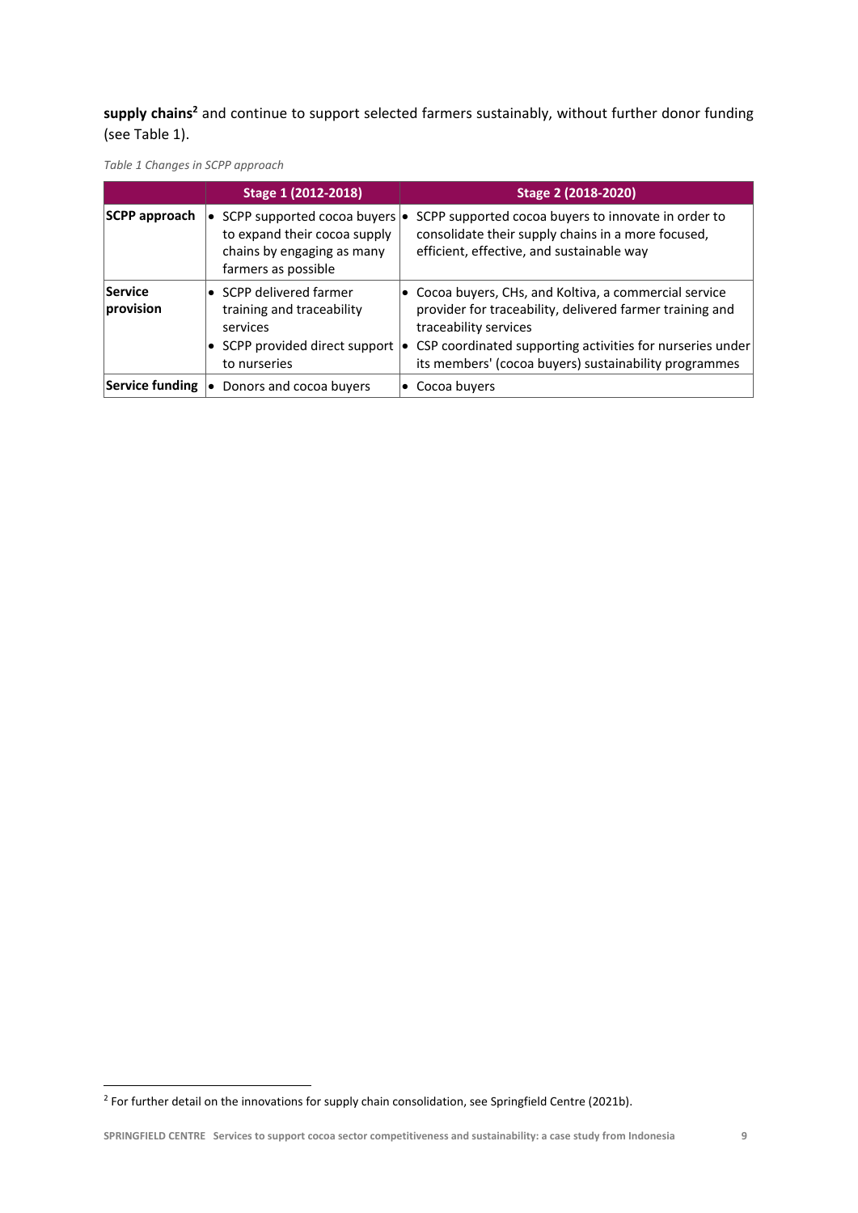**supply chains**[2] and continue to support selected farmers sustainably, without further donor funding (see Table 1).

*Table 1 Changes in SCPP approach*

| | Stage 1 (2012-2018) | Stage 2 (2018-2020) |
|---|---|---|
| **SCPP approach** | • SCPP supported cocoa buyers to expand their cocoa supply chains by engaging as many farmers as possible | • SCPP supported cocoa buyers to innovate in order to consolidate their supply chains in a more focused, efficient, effective, and sustainable way |
| **Service provision** | • SCPP delivered farmer training and traceability services<br>• SCPP provided direct support to nurseries | • Cocoa buyers, CHs, and Koltiva, a commercial service provider for traceability, delivered farmer training and traceability services<br>• CSP coordinated supporting activities for nurseries under its members' (cocoa buyers) sustainability programmes |
| **Service funding** | • Donors and cocoa buyers | • Cocoa buyers |

[2] For further detail on the innovations for supply chain consolidation, see Springfield Centre (2021b).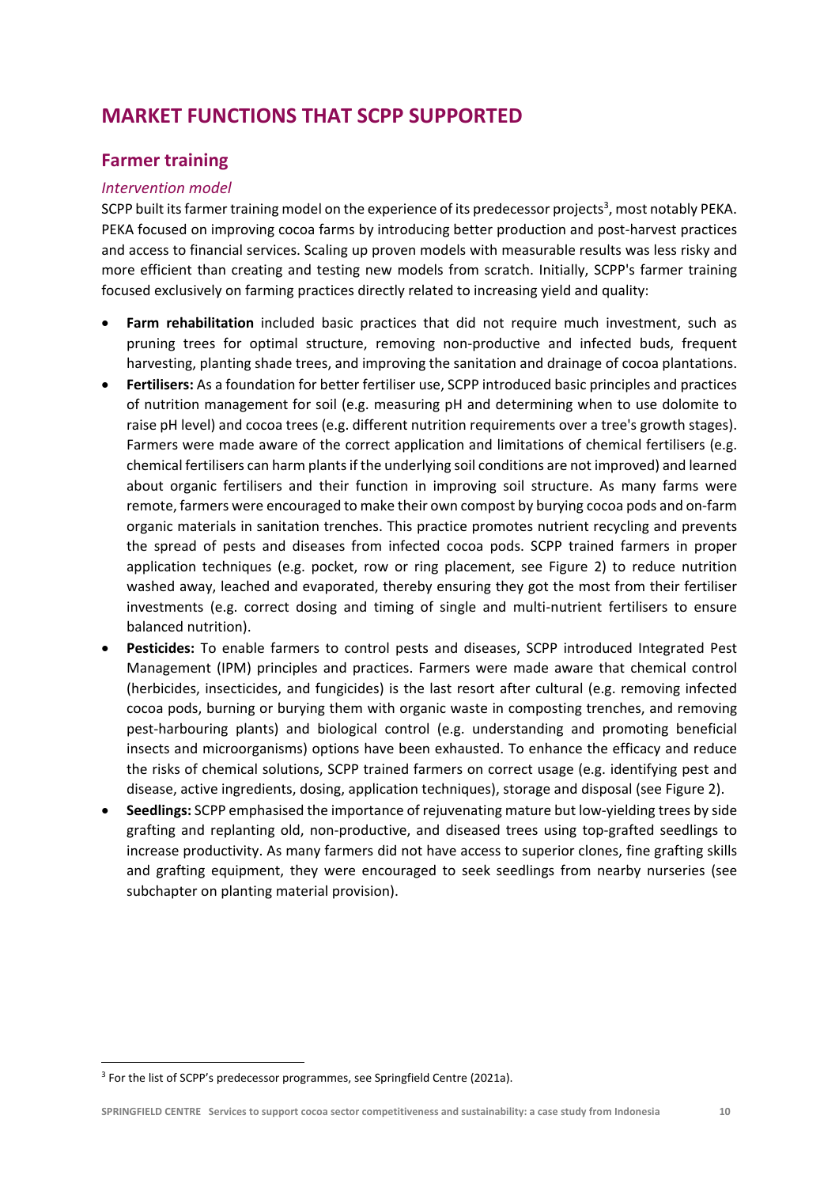## MARKET FUNCTIONS THAT SCPP SUPPORTED

### Farmer training

#### *Intervention model*

SCPP built its farmer training model on the experience of its predecessor projects[3], most notably PEKA. PEKA focused on improving cocoa farms by introducing better production and post-harvest practices and access to financial services. Scaling up proven models with measurable results was less risky and more efficient than creating and testing new models from scratch. Initially, SCPP's farmer training focused exclusively on farming practices directly related to increasing yield and quality:

- **Farm rehabilitation** included basic practices that did not require much investment, such as pruning trees for optimal structure, removing non-productive and infected buds, frequent harvesting, planting shade trees, and improving the sanitation and drainage of cocoa plantations.
- **Fertilisers:** As a foundation for better fertiliser use, SCPP introduced basic principles and practices of nutrition management for soil (e.g. measuring pH and determining when to use dolomite to raise pH level) and cocoa trees (e.g. different nutrition requirements over a tree's growth stages). Farmers were made aware of the correct application and limitations of chemical fertilisers (e.g. chemical fertilisers can harm plants if the underlying soil conditions are not improved) and learned about organic fertilisers and their function in improving soil structure. As many farms were remote, farmers were encouraged to make their own compost by burying cocoa pods and on-farm organic materials in sanitation trenches. This practice promotes nutrient recycling and prevents the spread of pests and diseases from infected cocoa pods. SCPP trained farmers in proper application techniques (e.g. pocket, row or ring placement, see Figure 2) to reduce nutrition washed away, leached and evaporated, thereby ensuring they got the most from their fertiliser investments (e.g. correct dosing and timing of single and multi-nutrient fertilisers to ensure balanced nutrition).
- **Pesticides:** To enable farmers to control pests and diseases, SCPP introduced Integrated Pest Management (IPM) principles and practices. Farmers were made aware that chemical control (herbicides, insecticides, and fungicides) is the last resort after cultural (e.g. removing infected cocoa pods, burning or burying them with organic waste in composting trenches, and removing pest-harbouring plants) and biological control (e.g. understanding and promoting beneficial insects and microorganisms) options have been exhausted. To enhance the efficacy and reduce the risks of chemical solutions, SCPP trained farmers on correct usage (e.g. identifying pest and disease, active ingredients, dosing, application techniques), storage and disposal (see Figure 2).
- **Seedlings:** SCPP emphasised the importance of rejuvenating mature but low-yielding trees by side grafting and replanting old, non-productive, and diseased trees using top-grafted seedlings to increase productivity. As many farmers did not have access to superior clones, fine grafting skills and grafting equipment, they were encouraged to seek seedlings from nearby nurseries (see subchapter on planting material provision).

---

[3] For the list of SCPP's predecessor programmes, see Springfield Centre (2021a).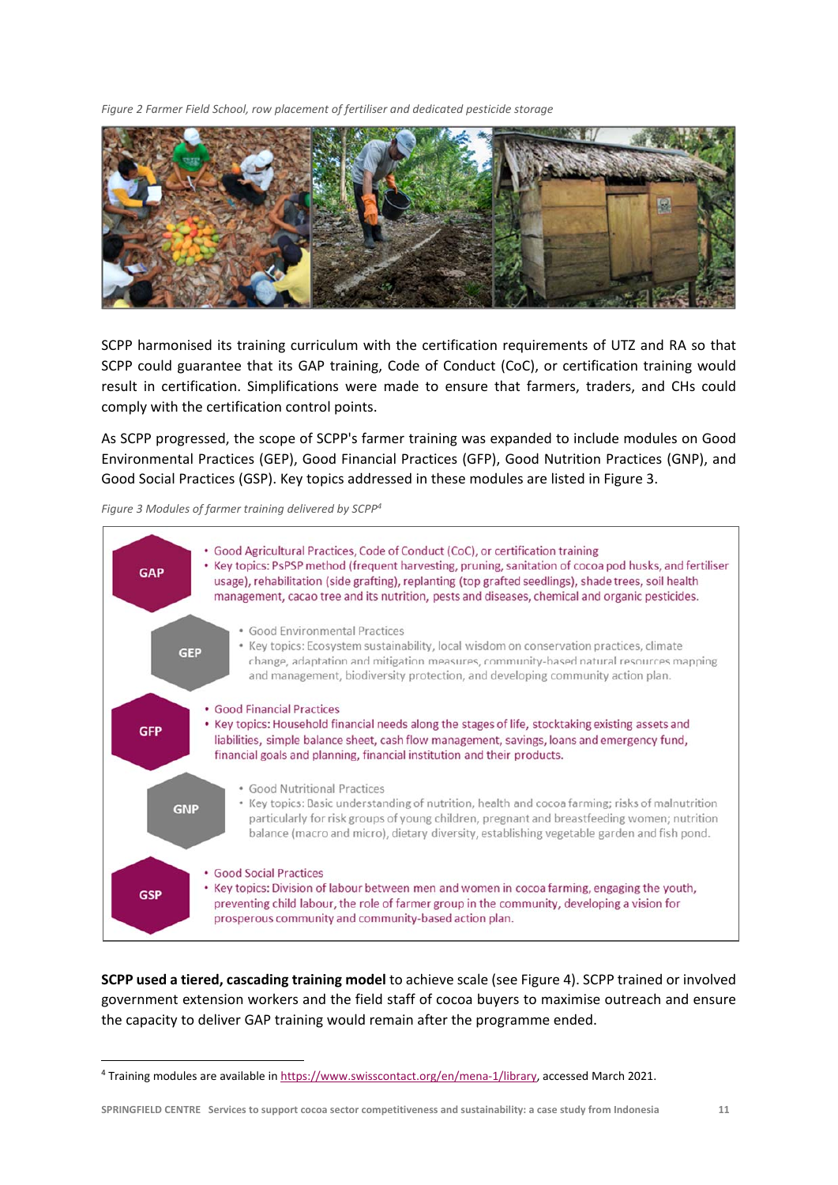*Figure 2 Farmer Field School, row placement of fertiliser and dedicated pesticide storage*

SCPP harmonised its training curriculum with the certification requirements of UTZ and RA so that SCPP could guarantee that its GAP training, Code of Conduct (CoC), or certification training would result in certification. Simplifications were made to ensure that farmers, traders, and CHs could comply with the certification control points.

As SCPP progressed, the scope of SCPP's farmer training was expanded to include modules on Good Environmental Practices (GEP), Good Financial Practices (GFP), Good Nutrition Practices (GNP), and Good Social Practices (GSP). Key topics addressed in these modules are listed in Figure 3.

*Figure 3 Modules of farmer training delivered by SCPP*[4]

**GAP**
- Good Agricultural Practices, Code of Conduct (CoC), or certification training
- Key topics: PsPSP method (frequent harvesting, pruning, sanitation of cocoa pod husks, and fertiliser usage), rehabilitation (side grafting), replanting (top grafted seedlings), shade trees, soil health management, cacao tree and its nutrition, pests and diseases, chemical and organic pesticides.

**GEP**
- Good Environmental Practices
- Key topics: Ecosystem sustainability, local wisdom on conservation practices, climate change, adaptation and mitigation measures, community-based natural resources mapping and management, biodiversity protection, and developing community action plan.

**GFP**
- Good Financial Practices
- Key topics: Household financial needs along the stages of life, stocktaking existing assets and liabilities, simple balance sheet, cash flow management, savings, loans and emergency fund, financial goals and planning, financial institution and their products.

**GNP**
- Good Nutritional Practices
- Key topics: Basic understanding of nutrition, health and cocoa farming; risks of malnutrition particularly for risk groups of young children, pregnant and breastfeeding women; nutrition balance (macro and micro), dietary diversity, establishing vegetable garden and fish pond.

**GSP**
- Good Social Practices
- Key topics: Division of labour between men and women in cocoa farming, engaging the youth, preventing child labour, the role of farmer group in the community, developing a vision for prosperous community and community-based action plan.

**SCPP used a tiered, cascading training model** to achieve scale (see Figure 4). SCPP trained or involved government extension workers and the field staff of cocoa buyers to maximise outreach and ensure the capacity to deliver GAP training would remain after the programme ended.

---

[4] Training modules are available in https://www.swisscontact.org/en/mena-1/library, accessed March 2021.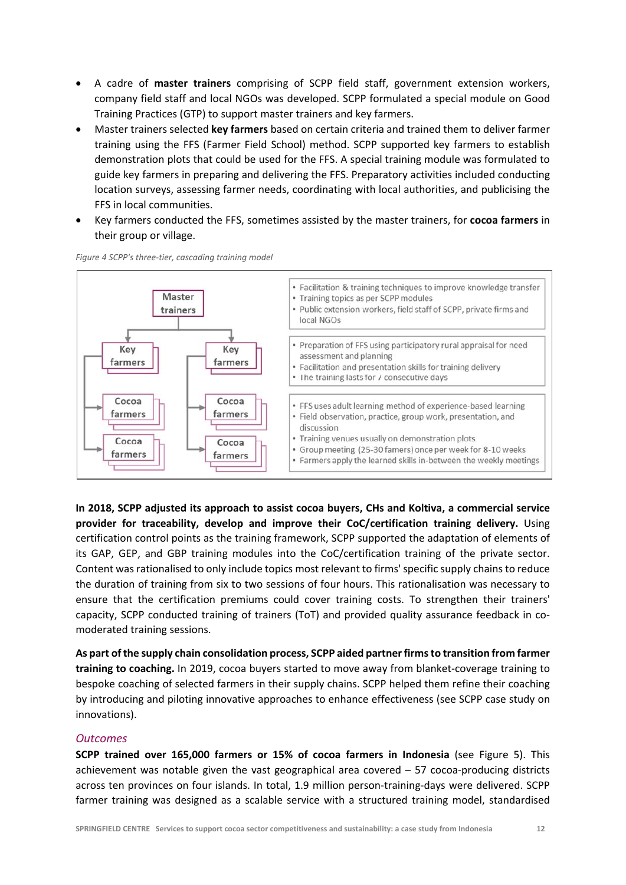- A cadre of **master trainers** comprising of SCPP field staff, government extension workers, company field staff and local NGOs was developed. SCPP formulated a special module on Good Training Practices (GTP) to support master trainers and key farmers.
- Master trainers selected **key farmers** based on certain criteria and trained them to deliver farmer training using the FFS (Farmer Field School) method. SCPP supported key farmers to establish demonstration plots that could be used for the FFS. A special training module was formulated to guide key farmers in preparing and delivering the FFS. Preparatory activities included conducting location surveys, assessing farmer needs, coordinating with local authorities, and publicising the FFS in local communities.
- Key farmers conducted the FFS, sometimes assisted by the master trainers, for **cocoa farmers** in their group or village.

*Figure 4 SCPP's three-tier, cascading training model*

| Tier | Description |
|---|---|
| Master trainers | • Facilitation & training techniques to improve knowledge transfer<br>• Training topics as per SCPP modules<br>• Public extension workers, field staff of SCPP, private firms and local NGOs |
| Key farmers | • Preparation of FFS using participatory rural appraisal for need assessment and planning<br>• Facilitation and presentation skills for training delivery<br>• The training lasts for 7 consecutive days |
| Cocoa farmers | • FFS uses adult learning method of experience-based learning<br>• Field observation, practice, group work, presentation, and discussion<br>• Training venues usually on demonstration plots<br>• Group meeting (25-30 famers) once per week for 8-10 weeks<br>• Farmers apply the learned skills in-between the weekly meetings |

**In 2018, SCPP adjusted its approach to assist cocoa buyers, CHs and Koltiva, a commercial service provider for traceability, develop and improve their CoC/certification training delivery.** Using certification control points as the training framework, SCPP supported the adaptation of elements of its GAP, GEP, and GBP training modules into the CoC/certification training of the private sector. Content was rationalised to only include topics most relevant to firms' specific supply chains to reduce the duration of training from six to two sessions of four hours. This rationalisation was necessary to ensure that the certification premiums could cover training costs. To strengthen their trainers' capacity, SCPP conducted training of trainers (ToT) and provided quality assurance feedback in co-moderated training sessions.

**As part of the supply chain consolidation process, SCPP aided partner firms to transition from farmer training to coaching.** In 2019, cocoa buyers started to move away from blanket-coverage training to bespoke coaching of selected farmers in their supply chains. SCPP helped them refine their coaching by introducing and piloting innovative approaches to enhance effectiveness (see SCPP case study on innovations).

### *Outcomes*

**SCPP trained over 165,000 farmers or 15% of cocoa farmers in Indonesia** (see Figure 5). This achievement was notable given the vast geographical area covered – 57 cocoa-producing districts across ten provinces on four islands. In total, 1.9 million person-training-days were delivered. SCPP farmer training was designed as a scalable service with a structured training model, standardised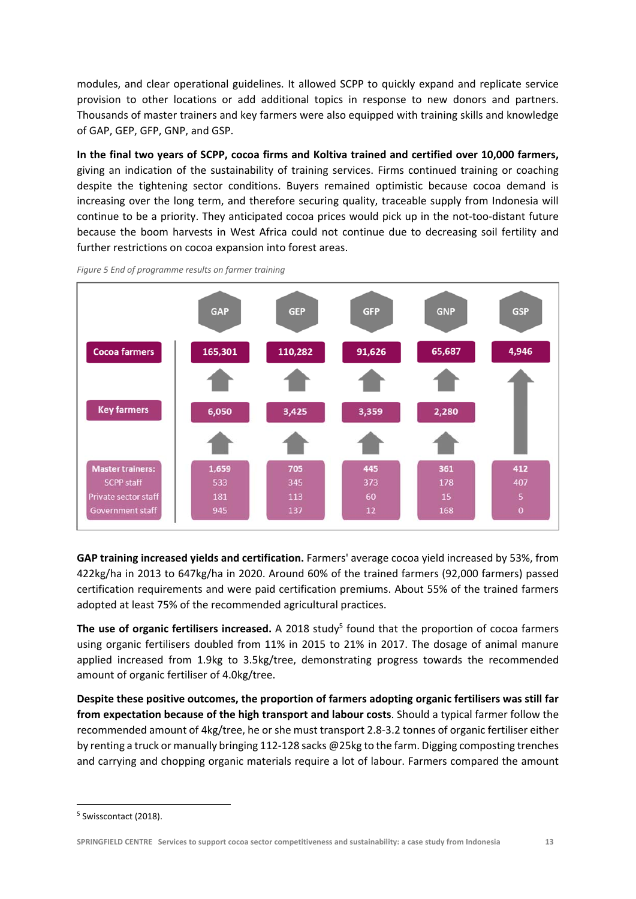modules, and clear operational guidelines. It allowed SCPP to quickly expand and replicate service provision to other locations or add additional topics in response to new donors and partners. Thousands of master trainers and key farmers were also equipped with training skills and knowledge of GAP, GEP, GFP, GNP, and GSP.

**In the final two years of SCPP, cocoa firms and Koltiva trained and certified over 10,000 farmers,** giving an indication of the sustainability of training services. Firms continued training or coaching despite the tightening sector conditions. Buyers remained optimistic because cocoa demand is increasing over the long term, and therefore securing quality, traceable supply from Indonesia will continue to be a priority. They anticipated cocoa prices would pick up in the not-too-distant future because the boom harvests in West Africa could not continue due to decreasing soil fertility and further restrictions on cocoa expansion into forest areas.

*Figure 5 End of programme results on farmer training*

| | GAP | GEP | GFP | GNP | GSP |
|---|---|---|---|---|---|
| Cocoa farmers | 165,301 | 110,282 | 91,626 | 65,687 | 4,946 |
| Key farmers | 6,050 | 3,425 | 3,359 | 2,280 | |
| Master trainers: | 1,659 | 705 | 445 | 361 | 412 |
| SCPP staff | 533 | 345 | 373 | 178 | 407 |
| Private sector staff | 181 | 113 | 60 | 15 | 5 |
| Government staff | 945 | 137 | 12 | 168 | 0 |

**GAP training increased yields and certification.** Farmers' average cocoa yield increased by 53%, from 422kg/ha in 2013 to 647kg/ha in 2020. Around 60% of the trained farmers (92,000 farmers) passed certification requirements and were paid certification premiums. About 55% of the trained farmers adopted at least 75% of the recommended agricultural practices.

**The use of organic fertilisers increased.** A 2018 study[5] found that the proportion of cocoa farmers using organic fertilisers doubled from 11% in 2015 to 21% in 2017. The dosage of animal manure applied increased from 1.9kg to 3.5kg/tree, demonstrating progress towards the recommended amount of organic fertiliser of 4.0kg/tree.

**Despite these positive outcomes, the proportion of farmers adopting organic fertilisers was still far from expectation because of the high transport and labour costs**. Should a typical farmer follow the recommended amount of 4kg/tree, he or she must transport 2.8-3.2 tonnes of organic fertiliser either by renting a truck or manually bringing 112-128 sacks @25kg to the farm. Digging composting trenches and carrying and chopping organic materials require a lot of labour. Farmers compared the amount

[5] Swisscontact (2018).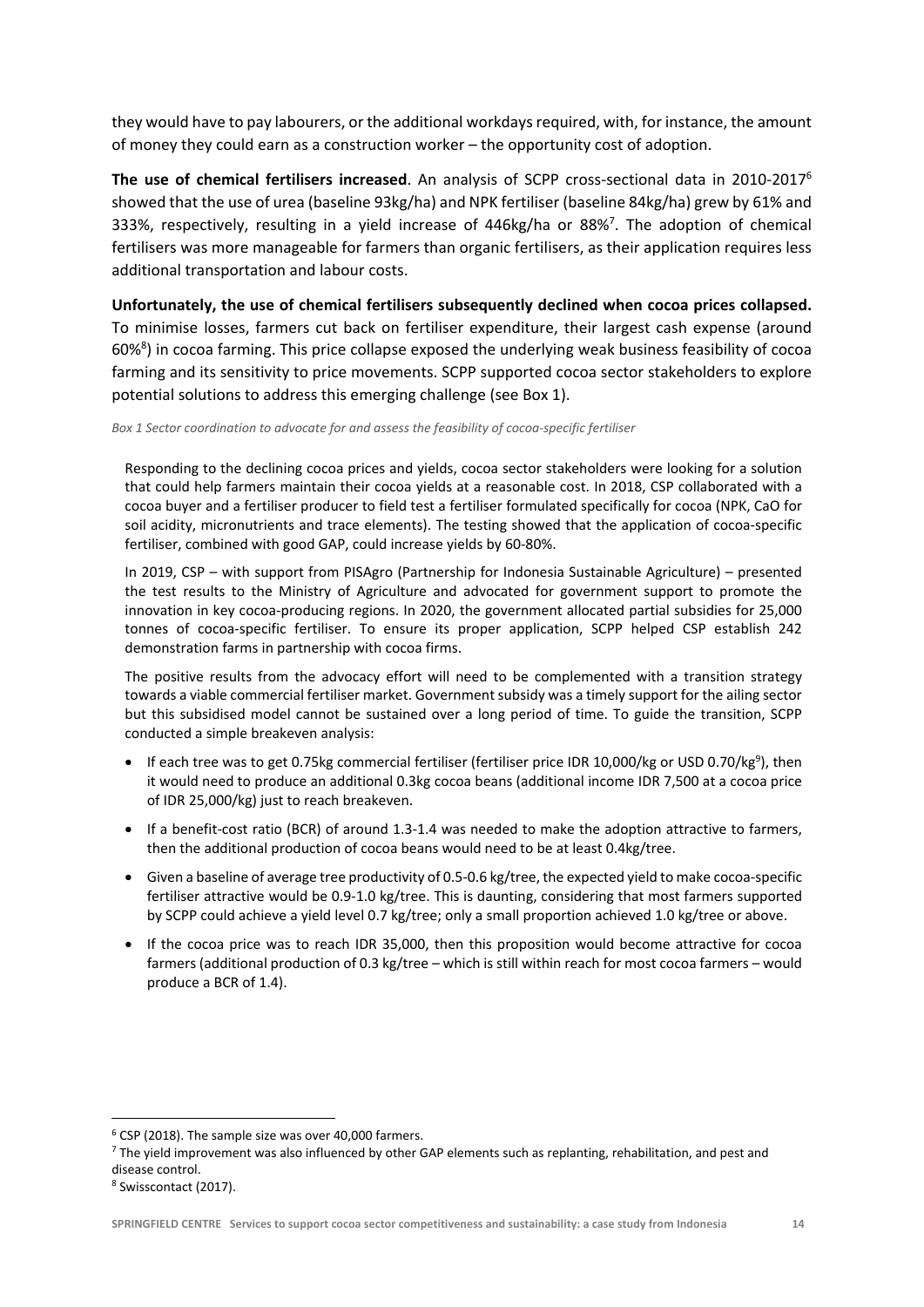they would have to pay labourers, or the additional workdays required, with, for instance, the amount of money they could earn as a construction worker – the opportunity cost of adoption.

**The use of chemical fertilisers increased**. An analysis of SCPP cross-sectional data in 2010-2017[6] showed that the use of urea (baseline 93kg/ha) and NPK fertiliser (baseline 84kg/ha) grew by 61% and 333%, respectively, resulting in a yield increase of 446kg/ha or 88%[7]. The adoption of chemical fertilisers was more manageable for farmers than organic fertilisers, as their application requires less additional transportation and labour costs.

**Unfortunately, the use of chemical fertilisers subsequently declined when cocoa prices collapsed.** To minimise losses, farmers cut back on fertiliser expenditure, their largest cash expense (around 60%[8]) in cocoa farming. This price collapse exposed the underlying weak business feasibility of cocoa farming and its sensitivity to price movements. SCPP supported cocoa sector stakeholders to explore potential solutions to address this emerging challenge (see Box 1).

*Box 1 Sector coordination to advocate for and assess the feasibility of cocoa-specific fertiliser*

Responding to the declining cocoa prices and yields, cocoa sector stakeholders were looking for a solution that could help farmers maintain their cocoa yields at a reasonable cost. In 2018, CSP collaborated with a cocoa buyer and a fertiliser producer to field test a fertiliser formulated specifically for cocoa (NPK, CaO for soil acidity, micronutrients and trace elements). The testing showed that the application of cocoa-specific fertiliser, combined with good GAP, could increase yields by 60-80%.

In 2019, CSP – with support from PISAgro (Partnership for Indonesia Sustainable Agriculture) – presented the test results to the Ministry of Agriculture and advocated for government support to promote the innovation in key cocoa-producing regions. In 2020, the government allocated partial subsidies for 25,000 tonnes of cocoa-specific fertiliser. To ensure its proper application, SCPP helped CSP establish 242 demonstration farms in partnership with cocoa firms.

The positive results from the advocacy effort will need to be complemented with a transition strategy towards a viable commercial fertiliser market. Government subsidy was a timely support for the ailing sector but this subsidised model cannot be sustained over a long period of time. To guide the transition, SCPP conducted a simple breakeven analysis:

- If each tree was to get 0.75kg commercial fertiliser (fertiliser price IDR 10,000/kg or USD 0.70/kg[9]), then it would need to produce an additional 0.3kg cocoa beans (additional income IDR 7,500 at a cocoa price of IDR 25,000/kg) just to reach breakeven.
- If a benefit-cost ratio (BCR) of around 1.3-1.4 was needed to make the adoption attractive to farmers, then the additional production of cocoa beans would need to be at least 0.4kg/tree.
- Given a baseline of average tree productivity of 0.5-0.6 kg/tree, the expected yield to make cocoa-specific fertiliser attractive would be 0.9-1.0 kg/tree. This is daunting, considering that most farmers supported by SCPP could achieve a yield level 0.7 kg/tree; only a small proportion achieved 1.0 kg/tree or above.
- If the cocoa price was to reach IDR 35,000, then this proposition would become attractive for cocoa farmers (additional production of 0.3 kg/tree – which is still within reach for most cocoa farmers – would produce a BCR of 1.4).

---

[6] CSP (2018). The sample size was over 40,000 farmers.

[7] The yield improvement was also influenced by other GAP elements such as replanting, rehabilitation, and pest and disease control.

[8] Swisscontact (2017).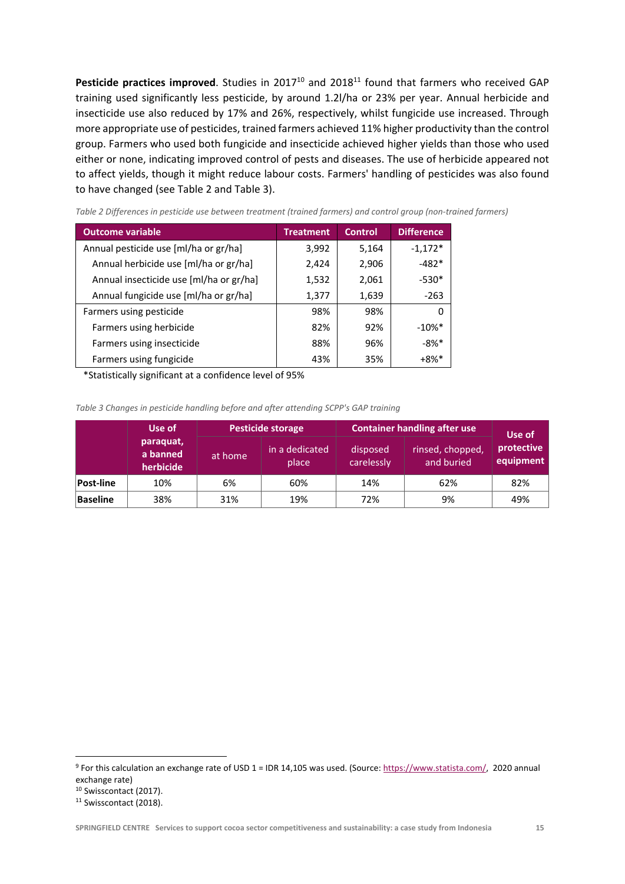**Pesticide practices improved**. Studies in 2017[10] and 2018[11] found that farmers who received GAP training used significantly less pesticide, by around 1.2l/ha or 23% per year. Annual herbicide and insecticide use also reduced by 17% and 26%, respectively, whilst fungicide use increased. Through more appropriate use of pesticides, trained farmers achieved 11% higher productivity than the control group. Farmers who used both fungicide and insecticide achieved higher yields than those who used either or none, indicating improved control of pests and diseases. The use of herbicide appeared not to affect yields, though it might reduce labour costs. Farmers' handling of pesticides was also found to have changed (see Table 2 and Table 3).

*Table 2 Differences in pesticide use between treatment (trained farmers) and control group (non-trained farmers)*

| Outcome variable | Treatment | Control | Difference |
|---|---|---|---|
| Annual pesticide use [ml/ha or gr/ha] | 3,992 | 5,164 | -1,172* |
| Annual herbicide use [ml/ha or gr/ha] | 2,424 | 2,906 | -482* |
| Annual insecticide use [ml/ha or gr/ha] | 1,532 | 2,061 | -530* |
| Annual fungicide use [ml/ha or gr/ha] | 1,377 | 1,639 | -263 |
| Farmers using pesticide | 98% | 98% | 0 |
| Farmers using herbicide | 82% | 92% | -10%* |
| Farmers using insecticide | 88% | 96% | -8%* |
| Farmers using fungicide | 43% | 35% | +8%* |

*Statistically significant at a confidence level of 95%

*Table 3 Changes in pesticide handling before and after attending SCPP's GAP training*

| | Use of paraquat, a banned herbicide | Pesticide storage | | Container handling after use | | Use of protective equipment |
|---|---|---|---|---|---|---|
| | | at home | in a dedicated place | disposed carelessly | rinsed, chopped, and buried | |
| **Post-line** | 10% | 6% | 60% | 14% | 62% | 82% |
| **Baseline** | 38% | 31% | 19% | 72% | 9% | 49% |

[9] For this calculation an exchange rate of USD 1 = IDR 14,105 was used. (Source: https://www.statista.com/, 2020 annual exchange rate)

[10] Swisscontact (2017).

[11] Swisscontact (2018).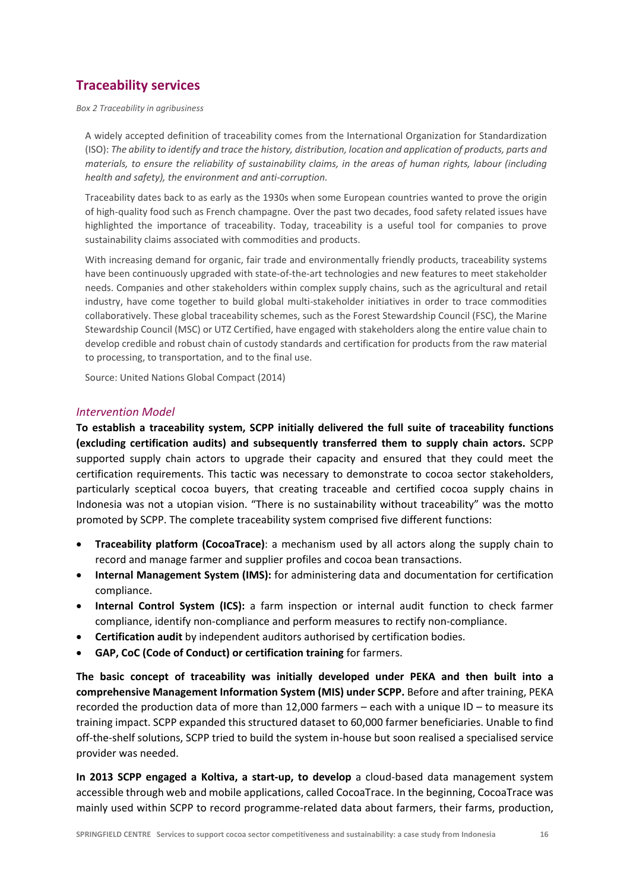## Traceability services

*Box 2 Traceability in agribusiness*

A widely accepted definition of traceability comes from the International Organization for Standardization (ISO): *The ability to identify and trace the history, distribution, location and application of products, parts and materials, to ensure the reliability of sustainability claims, in the areas of human rights, labour (including health and safety), the environment and anti-corruption.*

Traceability dates back to as early as the 1930s when some European countries wanted to prove the origin of high-quality food such as French champagne. Over the past two decades, food safety related issues have highlighted the importance of traceability. Today, traceability is a useful tool for companies to prove sustainability claims associated with commodities and products.

With increasing demand for organic, fair trade and environmentally friendly products, traceability systems have been continuously upgraded with state-of-the-art technologies and new features to meet stakeholder needs. Companies and other stakeholders within complex supply chains, such as the agricultural and retail industry, have come together to build global multi-stakeholder initiatives in order to trace commodities collaboratively. These global traceability schemes, such as the Forest Stewardship Council (FSC), the Marine Stewardship Council (MSC) or UTZ Certified, have engaged with stakeholders along the entire value chain to develop credible and robust chain of custody standards and certification for products from the raw material to processing, to transportation, and to the final use.

Source: United Nations Global Compact (2014)

### *Intervention Model*

**To establish a traceability system, SCPP initially delivered the full suite of traceability functions (excluding certification audits) and subsequently transferred them to supply chain actors.** SCPP supported supply chain actors to upgrade their capacity and ensured that they could meet the certification requirements. This tactic was necessary to demonstrate to cocoa sector stakeholders, particularly sceptical cocoa buyers, that creating traceable and certified cocoa supply chains in Indonesia was not a utopian vision. "There is no sustainability without traceability" was the motto promoted by SCPP. The complete traceability system comprised five different functions:

- **Traceability platform (CocoaTrace)**: a mechanism used by all actors along the supply chain to record and manage farmer and supplier profiles and cocoa bean transactions.
- **Internal Management System (IMS):** for administering data and documentation for certification compliance.
- **Internal Control System (ICS):** a farm inspection or internal audit function to check farmer compliance, identify non-compliance and perform measures to rectify non-compliance.
- **Certification audit** by independent auditors authorised by certification bodies.
- **GAP, CoC (Code of Conduct) or certification training** for farmers.

**The basic concept of traceability was initially developed under PEKA and then built into a comprehensive Management Information System (MIS) under SCPP.** Before and after training, PEKA recorded the production data of more than 12,000 farmers – each with a unique ID – to measure its training impact. SCPP expanded this structured dataset to 60,000 farmer beneficiaries. Unable to find off-the-shelf solutions, SCPP tried to build the system in-house but soon realised a specialised service provider was needed.

**In 2013 SCPP engaged a Koltiva, a start-up, to develop** a cloud-based data management system accessible through web and mobile applications, called CocoaTrace. In the beginning, CocoaTrace was mainly used within SCPP to record programme-related data about farmers, their farms, production,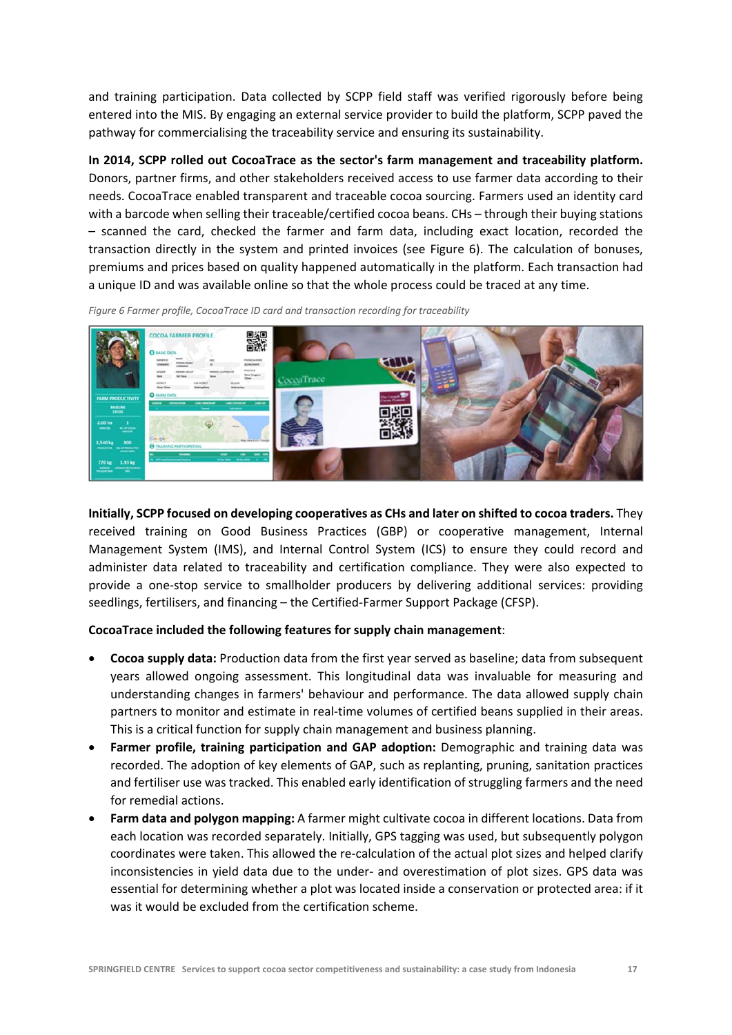and training participation. Data collected by SCPP field staff was verified rigorously before being entered into the MIS. By engaging an external service provider to build the platform, SCPP paved the pathway for commercialising the traceability service and ensuring its sustainability.

**In 2014, SCPP rolled out CocoaTrace as the sector's farm management and traceability platform.** Donors, partner firms, and other stakeholders received access to use farmer data according to their needs. CocoaTrace enabled transparent and traceable cocoa sourcing. Farmers used an identity card with a barcode when selling their traceable/certified cocoa beans. CHs – through their buying stations – scanned the card, checked the farmer and farm data, including exact location, recorded the transaction directly in the system and printed invoices (see Figure 6). The calculation of bonuses, premiums and prices based on quality happened automatically in the platform. Each transaction had a unique ID and was available online so that the whole process could be traced at any time.

*Figure 6 Farmer profile, CocoaTrace ID card and transaction recording for traceability*

**Initially, SCPP focused on developing cooperatives as CHs and later on shifted to cocoa traders.** They received training on Good Business Practices (GBP) or cooperative management, Internal Management System (IMS), and Internal Control System (ICS) to ensure they could record and administer data related to traceability and certification compliance. They were also expected to provide a one-stop service to smallholder producers by delivering additional services: providing seedlings, fertilisers, and financing – the Certified-Farmer Support Package (CFSP).

**CocoaTrace included the following features for supply chain management**:

- **Cocoa supply data:** Production data from the first year served as baseline; data from subsequent years allowed ongoing assessment. This longitudinal data was invaluable for measuring and understanding changes in farmers' behaviour and performance. The data allowed supply chain partners to monitor and estimate in real-time volumes of certified beans supplied in their areas. This is a critical function for supply chain management and business planning.
- **Farmer profile, training participation and GAP adoption:** Demographic and training data was recorded. The adoption of key elements of GAP, such as replanting, pruning, sanitation practices and fertiliser use was tracked. This enabled early identification of struggling farmers and the need for remedial actions.
- **Farm data and polygon mapping:** A farmer might cultivate cocoa in different locations. Data from each location was recorded separately. Initially, GPS tagging was used, but subsequently polygon coordinates were taken. This allowed the re-calculation of the actual plot sizes and helped clarify inconsistencies in yield data due to the under- and overestimation of plot sizes. GPS data was essential for determining whether a plot was located inside a conservation or protected area: if it was it would be excluded from the certification scheme.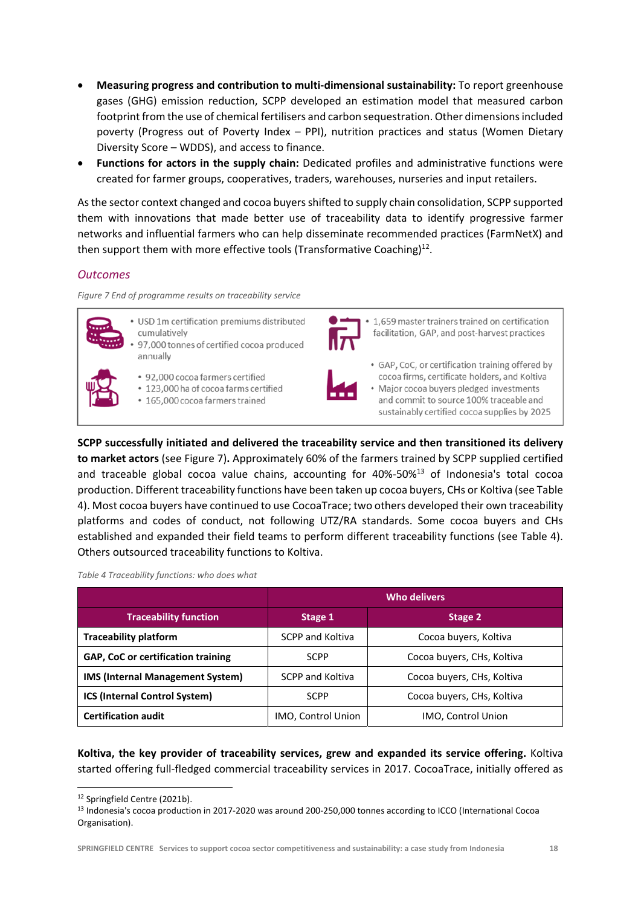- **Measuring progress and contribution to multi-dimensional sustainability:** To report greenhouse gases (GHG) emission reduction, SCPP developed an estimation model that measured carbon footprint from the use of chemical fertilisers and carbon sequestration. Other dimensions included poverty (Progress out of Poverty Index – PPI), nutrition practices and status (Women Dietary Diversity Score – WDDS), and access to finance.
- **Functions for actors in the supply chain:** Dedicated profiles and administrative functions were created for farmer groups, cooperatives, traders, warehouses, nurseries and input retailers.

As the sector context changed and cocoa buyers shifted to supply chain consolidation, SCPP supported them with innovations that made better use of traceability data to identify progressive farmer networks and influential farmers who can help disseminate recommended practices (FarmNetX) and then support them with more effective tools (Transformative Coaching)[12].

### *Outcomes*

*Figure 7 End of programme results on traceability service*

- USD 1m certification premiums distributed cumulatively
- 97,000 tonnes of certified cocoa produced annually
- 92,000 cocoa farmers certified
- 123,000 ha of cocoa farms certified
- 165,000 cocoa farmers trained
- 1,659 master trainers trained on certification facilitation, GAP, and post-harvest practices
- GAP, CoC, or certification training offered by cocoa firms, certificate holders, and Koltiva
- Major cocoa buyers pledged investments and commit to source 100% traceable and sustainably certified cocoa supplies by 2025

**SCPP successfully initiated and delivered the traceability service and then transitioned its delivery to market actors** (see Figure 7)**.** Approximately 60% of the farmers trained by SCPP supplied certified and traceable global cocoa value chains, accounting for 40%-50%[13] of Indonesia's total cocoa production. Different traceability functions have been taken up cocoa buyers, CHs or Koltiva (see Table 4). Most cocoa buyers have continued to use CocoaTrace; two others developed their own traceability platforms and codes of conduct, not following UTZ/RA standards. Some cocoa buyers and CHs established and expanded their field teams to perform different traceability functions (see Table 4). Others outsourced traceability functions to Koltiva.

*Table 4 Traceability functions: who does what*

| | Who delivers | |
|---|---|---|
| **Traceability function** | **Stage 1** | **Stage 2** |
| **Traceability platform** | SCPP and Koltiva | Cocoa buyers, Koltiva |
| **GAP, CoC or certification training** | SCPP | Cocoa buyers, CHs, Koltiva |
| **IMS (Internal Management System)** | SCPP and Koltiva | Cocoa buyers, CHs, Koltiva |
| **ICS (Internal Control System)** | SCPP | Cocoa buyers, CHs, Koltiva |
| **Certification audit** | IMO, Control Union | IMO, Control Union |

**Koltiva, the key provider of traceability services, grew and expanded its service offering.** Koltiva started offering full-fledged commercial traceability services in 2017. CocoaTrace, initially offered as

[12] Springfield Centre (2021b).

[13] Indonesia's cocoa production in 2017-2020 was around 200-250,000 tonnes according to ICCO (International Cocoa Organisation).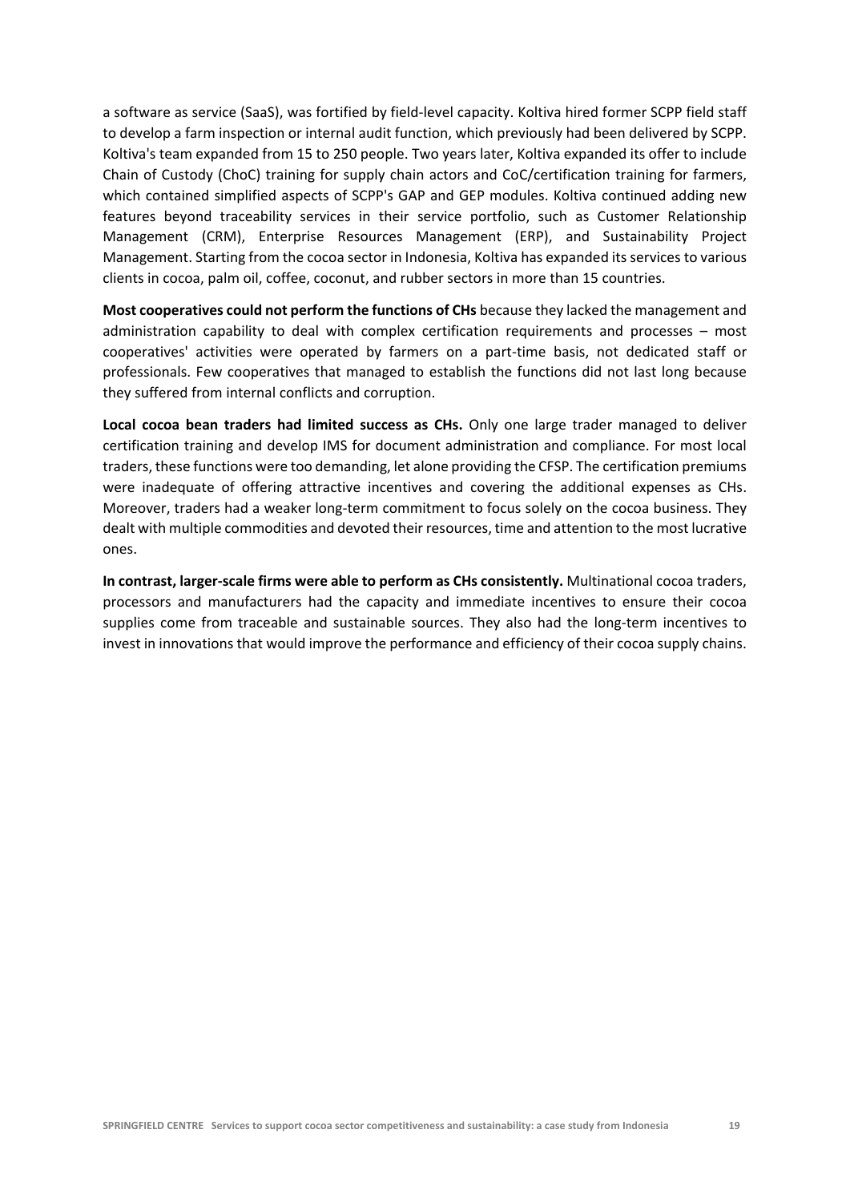a software as service (SaaS), was fortified by field-level capacity. Koltiva hired former SCPP field staff to develop a farm inspection or internal audit function, which previously had been delivered by SCPP. Koltiva's team expanded from 15 to 250 people. Two years later, Koltiva expanded its offer to include Chain of Custody (ChoC) training for supply chain actors and CoC/certification training for farmers, which contained simplified aspects of SCPP's GAP and GEP modules. Koltiva continued adding new features beyond traceability services in their service portfolio, such as Customer Relationship Management (CRM), Enterprise Resources Management (ERP), and Sustainability Project Management. Starting from the cocoa sector in Indonesia, Koltiva has expanded its services to various clients in cocoa, palm oil, coffee, coconut, and rubber sectors in more than 15 countries.

**Most cooperatives could not perform the functions of CHs** because they lacked the management and administration capability to deal with complex certification requirements and processes – most cooperatives' activities were operated by farmers on a part-time basis, not dedicated staff or professionals. Few cooperatives that managed to establish the functions did not last long because they suffered from internal conflicts and corruption.

**Local cocoa bean traders had limited success as CHs.** Only one large trader managed to deliver certification training and develop IMS for document administration and compliance. For most local traders, these functions were too demanding, let alone providing the CFSP. The certification premiums were inadequate of offering attractive incentives and covering the additional expenses as CHs. Moreover, traders had a weaker long-term commitment to focus solely on the cocoa business. They dealt with multiple commodities and devoted their resources, time and attention to the most lucrative ones.

**In contrast, larger-scale firms were able to perform as CHs consistently.** Multinational cocoa traders, processors and manufacturers had the capacity and immediate incentives to ensure their cocoa supplies come from traceable and sustainable sources. They also had the long-term incentives to invest in innovations that would improve the performance and efficiency of their cocoa supply chains.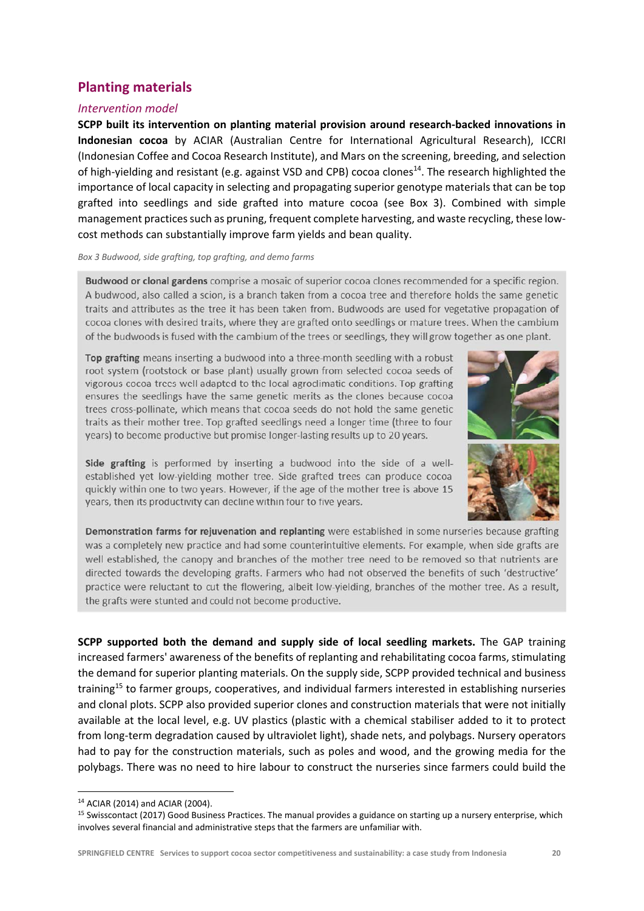## Planting materials

### *Intervention model*

**SCPP built its intervention on planting material provision around research-backed innovations in Indonesian cocoa** by ACIAR (Australian Centre for International Agricultural Research), ICCRI (Indonesian Coffee and Cocoa Research Institute), and Mars on the screening, breeding, and selection of high-yielding and resistant (e.g. against VSD and CPB) cocoa clones[14]. The research highlighted the importance of local capacity in selecting and propagating superior genotype materials that can be top grafted into seedlings and side grafted into mature cocoa (see Box 3). Combined with simple management practices such as pruning, frequent complete harvesting, and waste recycling, these low-cost methods can substantially improve farm yields and bean quality.

*Box 3 Budwood, side grafting, top grafting, and demo farms*

**Budwood or clonal gardens** comprise a mosaic of superior cocoa clones recommended for a specific region. A budwood, also called a scion, is a branch taken from a cocoa tree and therefore holds the same genetic traits and attributes as the tree it has been taken from. Budwoods are used for vegetative propagation of cocoa clones with desired traits, where they are grafted onto seedlings or mature trees. When the cambium of the budwoods is fused with the cambium of the trees or seedlings, they will grow together as one plant.

**Top grafting** means inserting a budwood into a three-month seedling with a robust root system (rootstock or base plant) usually grown from selected cocoa seeds of vigorous cocoa trees well adapted to the local agroclimatic conditions. Top grafting ensures the seedlings have the same genetic merits as the clones because cocoa trees cross-pollinate, which means that cocoa seeds do not hold the same genetic traits as their mother tree. Top grafted seedlings need a longer time (three to four years) to become productive but promise longer-lasting results up to 20 years.

**Side grafting** is performed by inserting a budwood into the side of a well-established yet low-yielding mother tree. Side grafted trees can produce cocoa quickly within one to two years. However, if the age of the mother tree is above 15 years, then its productivity can decline within four to five years.

**Demonstration farms for rejuvenation and replanting** were established in some nurseries because grafting was a completely new practice and had some counterintuitive elements. For example, when side grafts are well established, the canopy and branches of the mother tree need to be removed so that nutrients are directed towards the developing grafts. Farmers who had not observed the benefits of such 'destructive' practice were reluctant to cut the flowering, albeit low-yielding, branches of the mother tree. As a result, the grafts were stunted and could not become productive.

**SCPP supported both the demand and supply side of local seedling markets.** The GAP training increased farmers' awareness of the benefits of replanting and rehabilitating cocoa farms, stimulating the demand for superior planting materials. On the supply side, SCPP provided technical and business training[15] to farmer groups, cooperatives, and individual farmers interested in establishing nurseries and clonal plots. SCPP also provided superior clones and construction materials that were not initially available at the local level, e.g. UV plastics (plastic with a chemical stabiliser added to it to protect from long-term degradation caused by ultraviolet light), shade nets, and polybags. Nursery operators had to pay for the construction materials, such as poles and wood, and the growing media for the polybags. There was no need to hire labour to construct the nurseries since farmers could build the

---

[14] ACIAR (2014) and ACIAR (2004).

[15] Swisscontact (2017) Good Business Practices. The manual provides a guidance on starting up a nursery enterprise, which involves several financial and administrative steps that the farmers are unfamiliar with.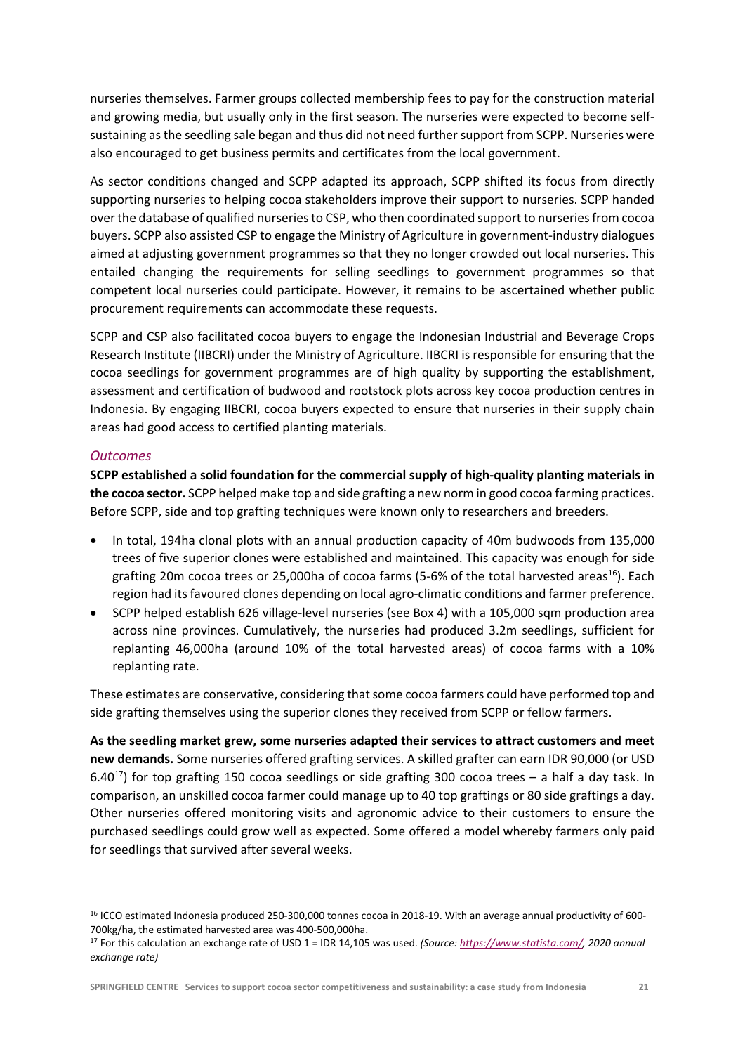nurseries themselves. Farmer groups collected membership fees to pay for the construction material and growing media, but usually only in the first season. The nurseries were expected to become self-sustaining as the seedling sale began and thus did not need further support from SCPP. Nurseries were also encouraged to get business permits and certificates from the local government.

As sector conditions changed and SCPP adapted its approach, SCPP shifted its focus from directly supporting nurseries to helping cocoa stakeholders improve their support to nurseries. SCPP handed over the database of qualified nurseries to CSP, who then coordinated support to nurseries from cocoa buyers. SCPP also assisted CSP to engage the Ministry of Agriculture in government-industry dialogues aimed at adjusting government programmes so that they no longer crowded out local nurseries. This entailed changing the requirements for selling seedlings to government programmes so that competent local nurseries could participate. However, it remains to be ascertained whether public procurement requirements can accommodate these requests.

SCPP and CSP also facilitated cocoa buyers to engage the Indonesian Industrial and Beverage Crops Research Institute (IIBCRI) under the Ministry of Agriculture. IIBCRI is responsible for ensuring that the cocoa seedlings for government programmes are of high quality by supporting the establishment, assessment and certification of budwood and rootstock plots across key cocoa production centres in Indonesia. By engaging IIBCRI, cocoa buyers expected to ensure that nurseries in their supply chain areas had good access to certified planting materials.

### *Outcomes*

**SCPP established a solid foundation for the commercial supply of high-quality planting materials in the cocoa sector.** SCPP helped make top and side grafting a new norm in good cocoa farming practices. Before SCPP, side and top grafting techniques were known only to researchers and breeders.

- In total, 194ha clonal plots with an annual production capacity of 40m budwoods from 135,000 trees of five superior clones were established and maintained. This capacity was enough for side grafting 20m cocoa trees or 25,000ha of cocoa farms (5-6% of the total harvested areas[16]). Each region had its favoured clones depending on local agro-climatic conditions and farmer preference.
- SCPP helped establish 626 village-level nurseries (see Box 4) with a 105,000 sqm production area across nine provinces. Cumulatively, the nurseries had produced 3.2m seedlings, sufficient for replanting 46,000ha (around 10% of the total harvested areas) of cocoa farms with a 10% replanting rate.

These estimates are conservative, considering that some cocoa farmers could have performed top and side grafting themselves using the superior clones they received from SCPP or fellow farmers.

**As the seedling market grew, some nurseries adapted their services to attract customers and meet new demands.** Some nurseries offered grafting services. A skilled grafter can earn IDR 90,000 (or USD 6.40[17]) for top grafting 150 cocoa seedlings or side grafting 300 cocoa trees – a half a day task. In comparison, an unskilled cocoa farmer could manage up to 40 top graftings or 80 side graftings a day. Other nurseries offered monitoring visits and agronomic advice to their customers to ensure the purchased seedlings could grow well as expected. Some offered a model whereby farmers only paid for seedlings that survived after several weeks.

---

[16] ICCO estimated Indonesia produced 250-300,000 tonnes cocoa in 2018-19. With an average annual productivity of 600-700kg/ha, the estimated harvested area was 400-500,000ha.

[17] For this calculation an exchange rate of USD 1 = IDR 14,105 was used. *(Source: https://www.statista.com/, 2020 annual exchange rate)*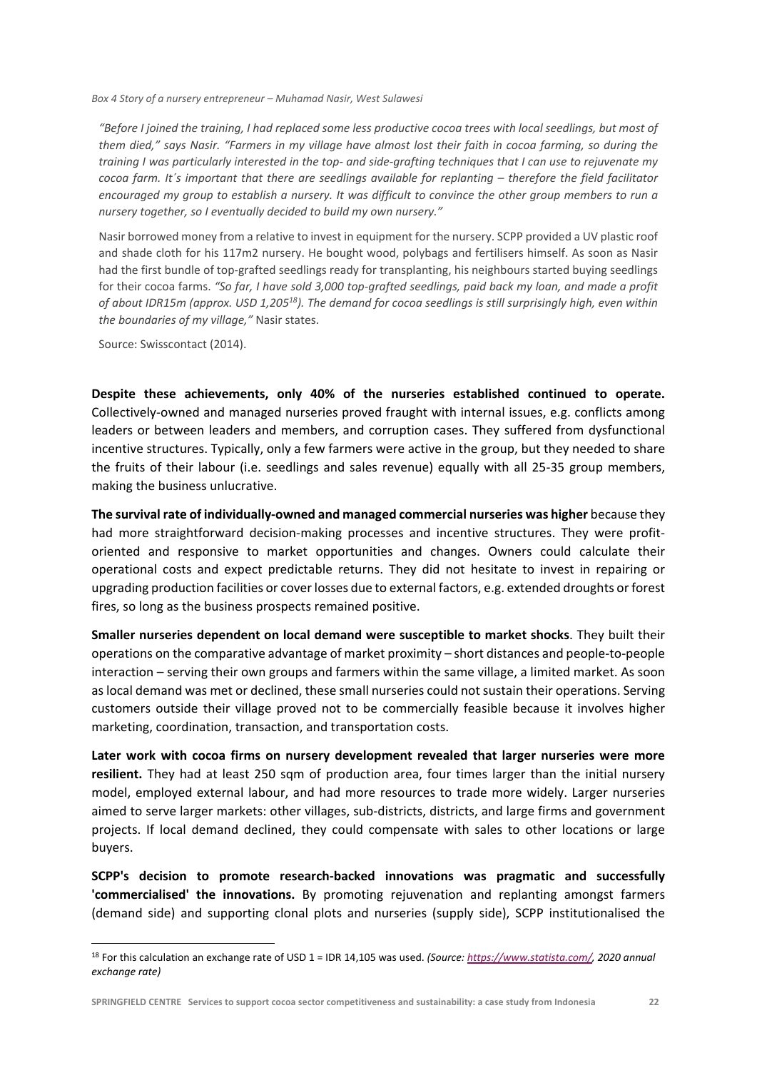*Box 4 Story of a nursery entrepreneur – Muhamad Nasir, West Sulawesi*

*"Before I joined the training, I had replaced some less productive cocoa trees with local seedlings, but most of them died," says Nasir. "Farmers in my village have almost lost their faith in cocoa farming, so during the training I was particularly interested in the top- and side-grafting techniques that I can use to rejuvenate my cocoa farm. It´s important that there are seedlings available for replanting – therefore the field facilitator encouraged my group to establish a nursery. It was difficult to convince the other group members to run a nursery together, so I eventually decided to build my own nursery."*

Nasir borrowed money from a relative to invest in equipment for the nursery. SCPP provided a UV plastic roof and shade cloth for his 117m2 nursery. He bought wood, polybags and fertilisers himself. As soon as Nasir had the first bundle of top-grafted seedlings ready for transplanting, his neighbours started buying seedlings for their cocoa farms. *"So far, I have sold 3,000 top-grafted seedlings, paid back my loan, and made a profit of about IDR15m (approx. USD 1,205[18]). The demand for cocoa seedlings is still surprisingly high, even within the boundaries of my village,"* Nasir states.

Source: Swisscontact (2014).

**Despite these achievements, only 40% of the nurseries established continued to operate.** Collectively-owned and managed nurseries proved fraught with internal issues, e.g. conflicts among leaders or between leaders and members, and corruption cases. They suffered from dysfunctional incentive structures. Typically, only a few farmers were active in the group, but they needed to share the fruits of their labour (i.e. seedlings and sales revenue) equally with all 25-35 group members, making the business unlucrative.

**The survival rate of individually-owned and managed commercial nurseries was higher** because they had more straightforward decision-making processes and incentive structures. They were profit-oriented and responsive to market opportunities and changes. Owners could calculate their operational costs and expect predictable returns. They did not hesitate to invest in repairing or upgrading production facilities or cover losses due to external factors, e.g. extended droughts or forest fires, so long as the business prospects remained positive.

**Smaller nurseries dependent on local demand were susceptible to market shocks**. They built their operations on the comparative advantage of market proximity – short distances and people-to-people interaction – serving their own groups and farmers within the same village, a limited market. As soon as local demand was met or declined, these small nurseries could not sustain their operations. Serving customers outside their village proved not to be commercially feasible because it involves higher marketing, coordination, transaction, and transportation costs.

**Later work with cocoa firms on nursery development revealed that larger nurseries were more resilient.** They had at least 250 sqm of production area, four times larger than the initial nursery model, employed external labour, and had more resources to trade more widely. Larger nurseries aimed to serve larger markets: other villages, sub-districts, districts, and large firms and government projects. If local demand declined, they could compensate with sales to other locations or large buyers.

**SCPP's decision to promote research-backed innovations was pragmatic and successfully 'commercialised' the innovations.** By promoting rejuvenation and replanting amongst farmers (demand side) and supporting clonal plots and nurseries (supply side), SCPP institutionalised the

[18] For this calculation an exchange rate of USD 1 = IDR 14,105 was used. *(Source: https://www.statista.com/, 2020 annual exchange rate)*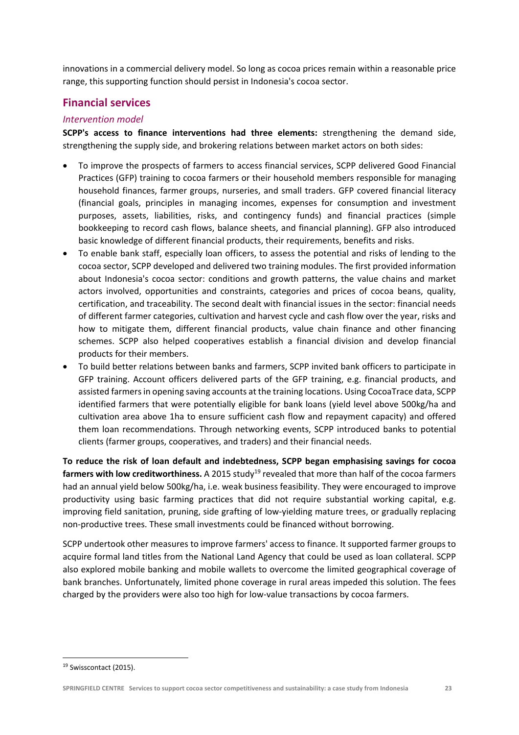innovations in a commercial delivery model. So long as cocoa prices remain within a reasonable price range, this supporting function should persist in Indonesia's cocoa sector.

## Financial services

### *Intervention model*

**SCPP's access to finance interventions had three elements:** strengthening the demand side, strengthening the supply side, and brokering relations between market actors on both sides:

- To improve the prospects of farmers to access financial services, SCPP delivered Good Financial Practices (GFP) training to cocoa farmers or their household members responsible for managing household finances, farmer groups, nurseries, and small traders. GFP covered financial literacy (financial goals, principles in managing incomes, expenses for consumption and investment purposes, assets, liabilities, risks, and contingency funds) and financial practices (simple bookkeeping to record cash flows, balance sheets, and financial planning). GFP also introduced basic knowledge of different financial products, their requirements, benefits and risks.
- To enable bank staff, especially loan officers, to assess the potential and risks of lending to the cocoa sector, SCPP developed and delivered two training modules. The first provided information about Indonesia's cocoa sector: conditions and growth patterns, the value chains and market actors involved, opportunities and constraints, categories and prices of cocoa beans, quality, certification, and traceability. The second dealt with financial issues in the sector: financial needs of different farmer categories, cultivation and harvest cycle and cash flow over the year, risks and how to mitigate them, different financial products, value chain finance and other financing schemes. SCPP also helped cooperatives establish a financial division and develop financial products for their members.
- To build better relations between banks and farmers, SCPP invited bank officers to participate in GFP training. Account officers delivered parts of the GFP training, e.g. financial products, and assisted farmers in opening saving accounts at the training locations. Using CocoaTrace data, SCPP identified farmers that were potentially eligible for bank loans (yield level above 500kg/ha and cultivation area above 1ha to ensure sufficient cash flow and repayment capacity) and offered them loan recommendations. Through networking events, SCPP introduced banks to potential clients (farmer groups, cooperatives, and traders) and their financial needs.

**To reduce the risk of loan default and indebtedness, SCPP began emphasising savings for cocoa farmers with low creditworthiness.** A 2015 study[19] revealed that more than half of the cocoa farmers had an annual yield below 500kg/ha, i.e. weak business feasibility. They were encouraged to improve productivity using basic farming practices that did not require substantial working capital, e.g. improving field sanitation, pruning, side grafting of low-yielding mature trees, or gradually replacing non-productive trees. These small investments could be financed without borrowing.

SCPP undertook other measures to improve farmers' access to finance. It supported farmer groups to acquire formal land titles from the National Land Agency that could be used as loan collateral. SCPP also explored mobile banking and mobile wallets to overcome the limited geographical coverage of bank branches. Unfortunately, limited phone coverage in rural areas impeded this solution. The fees charged by the providers were also too high for low-value transactions by cocoa farmers.

[19] Swisscontact (2015).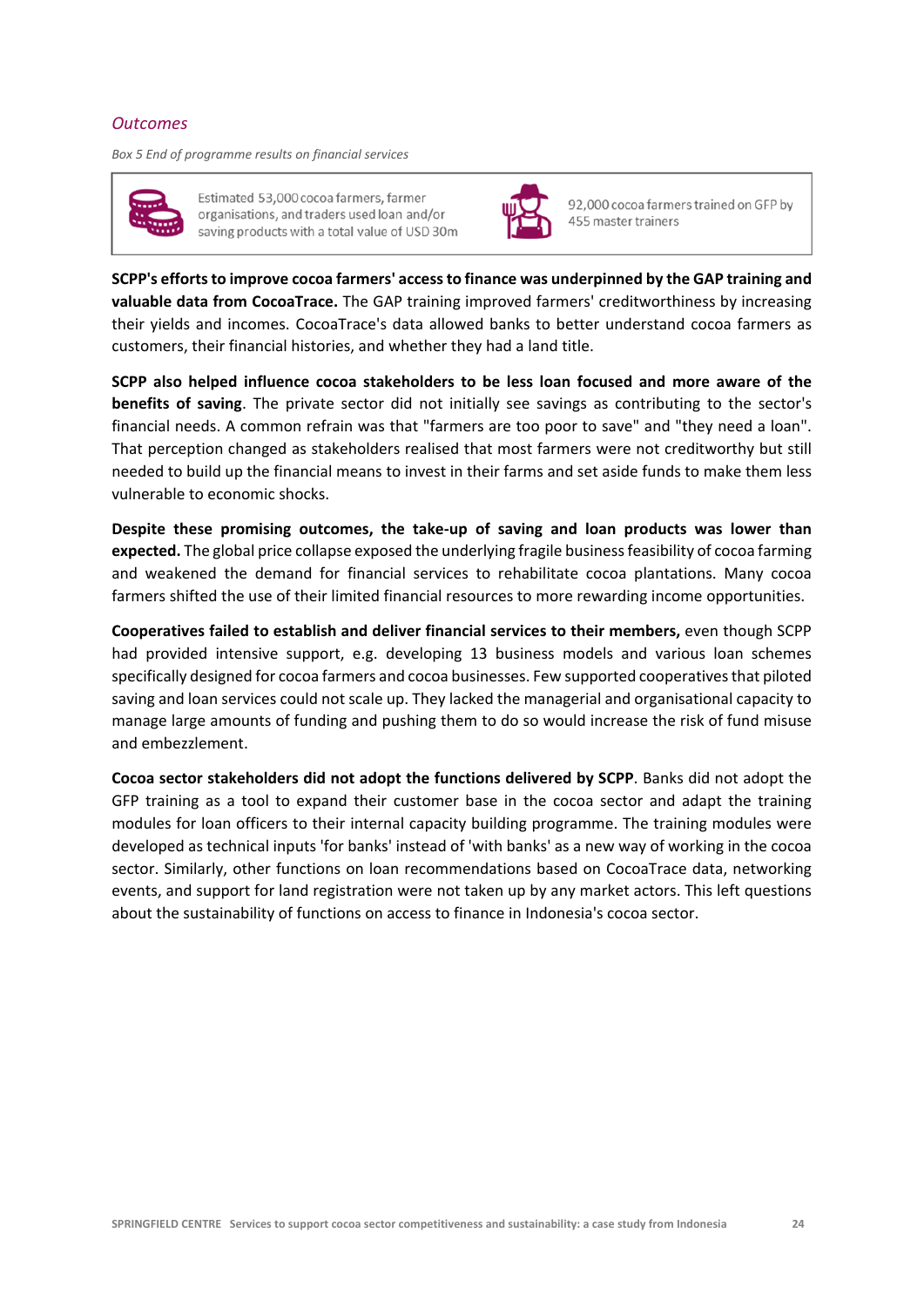### *Outcomes*

*Box 5 End of programme results on financial services*

| | |
|---|---|
| Estimated 53,000 cocoa farmers, farmer organisations, and traders used loan and/or saving products with a total value of USD 30m | 92,000 cocoa farmers trained on GFP by 455 master trainers |

**SCPP's efforts to improve cocoa farmers' access to finance was underpinned by the GAP training and valuable data from CocoaTrace.** The GAP training improved farmers' creditworthiness by increasing their yields and incomes. CocoaTrace's data allowed banks to better understand cocoa farmers as customers, their financial histories, and whether they had a land title.

**SCPP also helped influence cocoa stakeholders to be less loan focused and more aware of the benefits of saving**. The private sector did not initially see savings as contributing to the sector's financial needs. A common refrain was that "farmers are too poor to save" and "they need a loan". That perception changed as stakeholders realised that most farmers were not creditworthy but still needed to build up the financial means to invest in their farms and set aside funds to make them less vulnerable to economic shocks.

**Despite these promising outcomes, the take-up of saving and loan products was lower than expected.** The global price collapse exposed the underlying fragile business feasibility of cocoa farming and weakened the demand for financial services to rehabilitate cocoa plantations. Many cocoa farmers shifted the use of their limited financial resources to more rewarding income opportunities.

**Cooperatives failed to establish and deliver financial services to their members,** even though SCPP had provided intensive support, e.g. developing 13 business models and various loan schemes specifically designed for cocoa farmers and cocoa businesses. Few supported cooperatives that piloted saving and loan services could not scale up. They lacked the managerial and organisational capacity to manage large amounts of funding and pushing them to do so would increase the risk of fund misuse and embezzlement.

**Cocoa sector stakeholders did not adopt the functions delivered by SCPP**. Banks did not adopt the GFP training as a tool to expand their customer base in the cocoa sector and adapt the training modules for loan officers to their internal capacity building programme. The training modules were developed as technical inputs 'for banks' instead of 'with banks' as a new way of working in the cocoa sector. Similarly, other functions on loan recommendations based on CocoaTrace data, networking events, and support for land registration were not taken up by any market actors. This left questions about the sustainability of functions on access to finance in Indonesia's cocoa sector.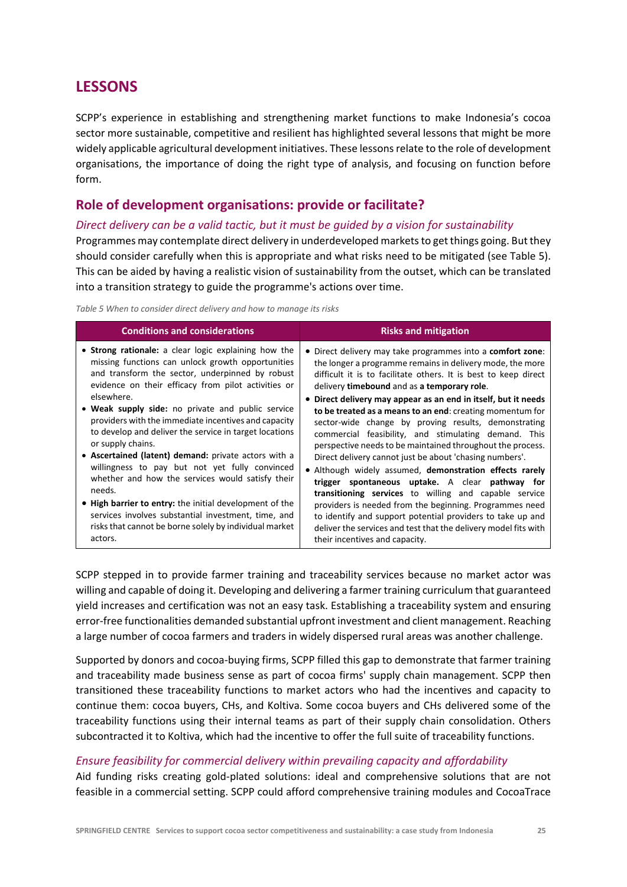## LESSONS

SCPP's experience in establishing and strengthening market functions to make Indonesia's cocoa sector more sustainable, competitive and resilient has highlighted several lessons that might be more widely applicable agricultural development initiatives. These lessons relate to the role of development organisations, the importance of doing the right type of analysis, and focusing on function before form.

### Role of development organisations: provide or facilitate?

#### *Direct delivery can be a valid tactic, but it must be guided by a vision for sustainability*

Programmes may contemplate direct delivery in underdeveloped markets to get things going. But they should consider carefully when this is appropriate and what risks need to be mitigated (see Table 5). This can be aided by having a realistic vision of sustainability from the outset, which can be translated into a transition strategy to guide the programme's actions over time.

*Table 5 When to consider direct delivery and how to manage its risks*

| Conditions and considerations | Risks and mitigation |
|---|---|
| • **Strong rationale:** a clear logic explaining how the missing functions can unlock growth opportunities and transform the sector, underpinned by robust evidence on their efficacy from pilot activities or elsewhere.<br>• **Weak supply side:** no private and public service providers with the immediate incentives and capacity to develop and deliver the service in target locations or supply chains.<br>• **Ascertained (latent) demand:** private actors with a willingness to pay but not yet fully convinced whether and how the services would satisfy their needs.<br>• **High barrier to entry:** the initial development of the services involves substantial investment, time, and risks that cannot be borne solely by individual market actors. | • Direct delivery may take programmes into a **comfort zone**: the longer a programme remains in delivery mode, the more difficult it is to facilitate others. It is best to keep direct delivery **timebound** and as **a temporary role**.<br>• **Direct delivery may appear as an end in itself, but it needs to be treated as a means to an end**: creating momentum for sector-wide change by proving results, demonstrating commercial feasibility, and stimulating demand. This perspective needs to be maintained throughout the process. Direct delivery cannot just be about 'chasing numbers'.<br>• Although widely assumed, **demonstration effects rarely trigger spontaneous uptake.** A clear **pathway for transitioning services** to willing and capable service providers is needed from the beginning. Programmes need to identify and support potential providers to take up and deliver the services and test that the delivery model fits with their incentives and capacity. |

SCPP stepped in to provide farmer training and traceability services because no market actor was willing and capable of doing it. Developing and delivering a farmer training curriculum that guaranteed yield increases and certification was not an easy task. Establishing a traceability system and ensuring error-free functionalities demanded substantial upfront investment and client management. Reaching a large number of cocoa farmers and traders in widely dispersed rural areas was another challenge.

Supported by donors and cocoa-buying firms, SCPP filled this gap to demonstrate that farmer training and traceability made business sense as part of cocoa firms' supply chain management. SCPP then transitioned these traceability functions to market actors who had the incentives and capacity to continue them: cocoa buyers, CHs, and Koltiva. Some cocoa buyers and CHs delivered some of the traceability functions using their internal teams as part of their supply chain consolidation. Others subcontracted it to Koltiva, which had the incentive to offer the full suite of traceability functions.

#### *Ensure feasibility for commercial delivery within prevailing capacity and affordability*

Aid funding risks creating gold-plated solutions: ideal and comprehensive solutions that are not feasible in a commercial setting. SCPP could afford comprehensive training modules and CocoaTrace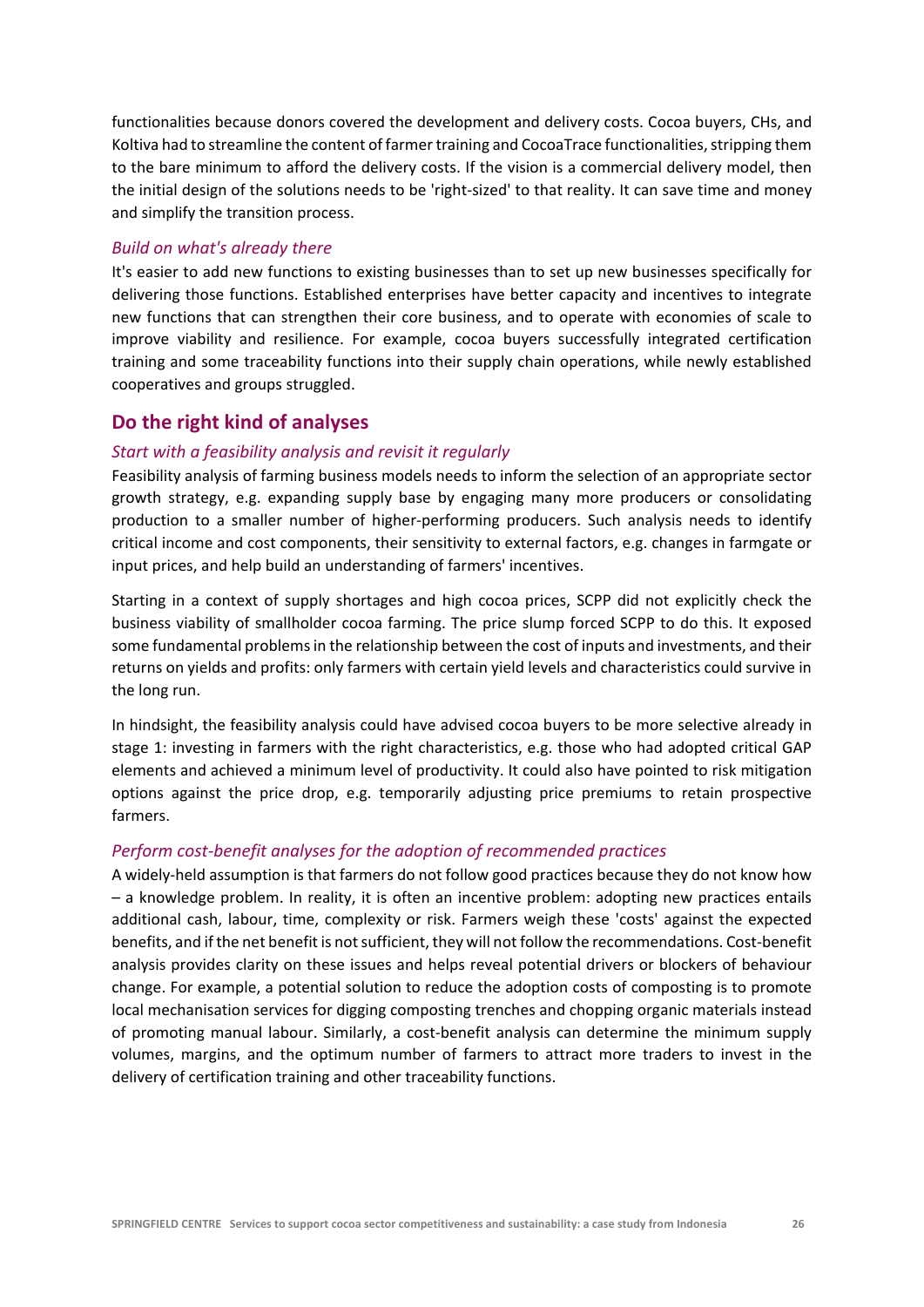functionalities because donors covered the development and delivery costs. Cocoa buyers, CHs, and Koltiva had to streamline the content of farmer training and CocoaTrace functionalities, stripping them to the bare minimum to afford the delivery costs. If the vision is a commercial delivery model, then the initial design of the solutions needs to be 'right-sized' to that reality. It can save time and money and simplify the transition process.

### *Build on what's already there*

It's easier to add new functions to existing businesses than to set up new businesses specifically for delivering those functions. Established enterprises have better capacity and incentives to integrate new functions that can strengthen their core business, and to operate with economies of scale to improve viability and resilience. For example, cocoa buyers successfully integrated certification training and some traceability functions into their supply chain operations, while newly established cooperatives and groups struggled.

## Do the right kind of analyses

### *Start with a feasibility analysis and revisit it regularly*

Feasibility analysis of farming business models needs to inform the selection of an appropriate sector growth strategy, e.g. expanding supply base by engaging many more producers or consolidating production to a smaller number of higher-performing producers. Such analysis needs to identify critical income and cost components, their sensitivity to external factors, e.g. changes in farmgate or input prices, and help build an understanding of farmers' incentives.

Starting in a context of supply shortages and high cocoa prices, SCPP did not explicitly check the business viability of smallholder cocoa farming. The price slump forced SCPP to do this. It exposed some fundamental problems in the relationship between the cost of inputs and investments, and their returns on yields and profits: only farmers with certain yield levels and characteristics could survive in the long run.

In hindsight, the feasibility analysis could have advised cocoa buyers to be more selective already in stage 1: investing in farmers with the right characteristics, e.g. those who had adopted critical GAP elements and achieved a minimum level of productivity. It could also have pointed to risk mitigation options against the price drop, e.g. temporarily adjusting price premiums to retain prospective farmers.

### *Perform cost-benefit analyses for the adoption of recommended practices*

A widely-held assumption is that farmers do not follow good practices because they do not know how – a knowledge problem. In reality, it is often an incentive problem: adopting new practices entails additional cash, labour, time, complexity or risk. Farmers weigh these 'costs' against the expected benefits, and if the net benefit is not sufficient, they will not follow the recommendations. Cost-benefit analysis provides clarity on these issues and helps reveal potential drivers or blockers of behaviour change. For example, a potential solution to reduce the adoption costs of composting is to promote local mechanisation services for digging composting trenches and chopping organic materials instead of promoting manual labour. Similarly, a cost-benefit analysis can determine the minimum supply volumes, margins, and the optimum number of farmers to attract more traders to invest in the delivery of certification training and other traceability functions.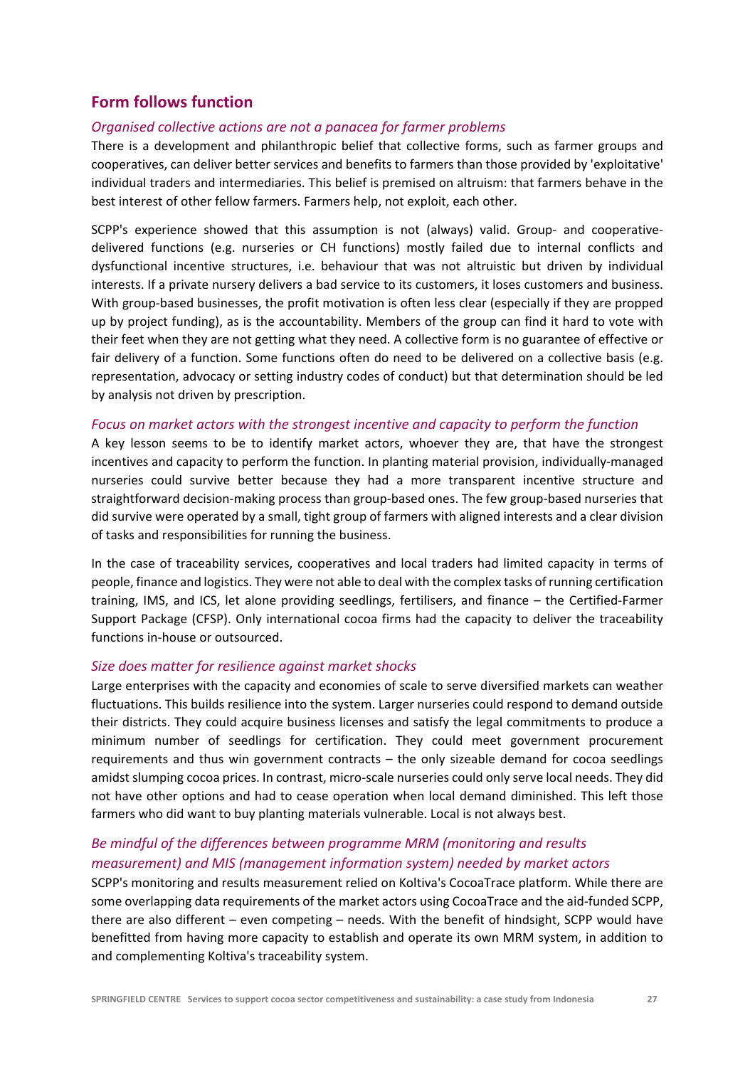## Form follows function

### *Organised collective actions are not a panacea for farmer problems*

There is a development and philanthropic belief that collective forms, such as farmer groups and cooperatives, can deliver better services and benefits to farmers than those provided by 'exploitative' individual traders and intermediaries. This belief is premised on altruism: that farmers behave in the best interest of other fellow farmers. Farmers help, not exploit, each other.

SCPP's experience showed that this assumption is not (always) valid. Group- and cooperative-delivered functions (e.g. nurseries or CH functions) mostly failed due to internal conflicts and dysfunctional incentive structures, i.e. behaviour that was not altruistic but driven by individual interests. If a private nursery delivers a bad service to its customers, it loses customers and business. With group-based businesses, the profit motivation is often less clear (especially if they are propped up by project funding), as is the accountability. Members of the group can find it hard to vote with their feet when they are not getting what they need. A collective form is no guarantee of effective or fair delivery of a function. Some functions often do need to be delivered on a collective basis (e.g. representation, advocacy or setting industry codes of conduct) but that determination should be led by analysis not driven by prescription.

### *Focus on market actors with the strongest incentive and capacity to perform the function*

A key lesson seems to be to identify market actors, whoever they are, that have the strongest incentives and capacity to perform the function. In planting material provision, individually-managed nurseries could survive better because they had a more transparent incentive structure and straightforward decision-making process than group-based ones. The few group-based nurseries that did survive were operated by a small, tight group of farmers with aligned interests and a clear division of tasks and responsibilities for running the business.

In the case of traceability services, cooperatives and local traders had limited capacity in terms of people, finance and logistics. They were not able to deal with the complex tasks of running certification training, IMS, and ICS, let alone providing seedlings, fertilisers, and finance – the Certified-Farmer Support Package (CFSP). Only international cocoa firms had the capacity to deliver the traceability functions in-house or outsourced.

### *Size does matter for resilience against market shocks*

Large enterprises with the capacity and economies of scale to serve diversified markets can weather fluctuations. This builds resilience into the system. Larger nurseries could respond to demand outside their districts. They could acquire business licenses and satisfy the legal commitments to produce a minimum number of seedlings for certification. They could meet government procurement requirements and thus win government contracts – the only sizeable demand for cocoa seedlings amidst slumping cocoa prices. In contrast, micro-scale nurseries could only serve local needs. They did not have other options and had to cease operation when local demand diminished. This left those farmers who did want to buy planting materials vulnerable. Local is not always best.

### *Be mindful of the differences between programme MRM (monitoring and results measurement) and MIS (management information system) needed by market actors*

SCPP's monitoring and results measurement relied on Koltiva's CocoaTrace platform. While there are some overlapping data requirements of the market actors using CocoaTrace and the aid-funded SCPP, there are also different – even competing – needs. With the benefit of hindsight, SCPP would have benefitted from having more capacity to establish and operate its own MRM system, in addition to and complementing Koltiva's traceability system.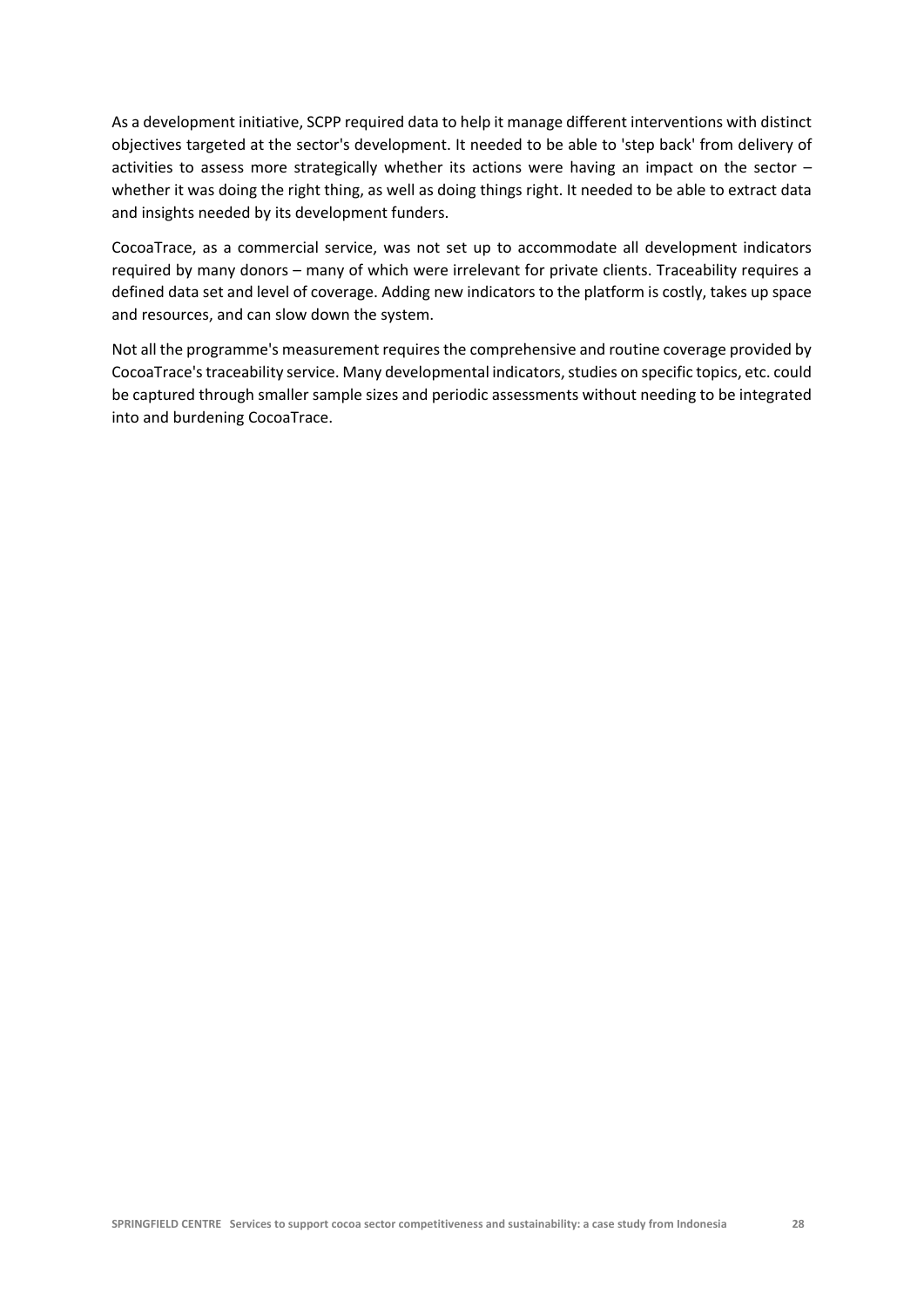As a development initiative, SCPP required data to help it manage different interventions with distinct objectives targeted at the sector's development. It needed to be able to 'step back' from delivery of activities to assess more strategically whether its actions were having an impact on the sector – whether it was doing the right thing, as well as doing things right. It needed to be able to extract data and insights needed by its development funders.

CocoaTrace, as a commercial service, was not set up to accommodate all development indicators required by many donors – many of which were irrelevant for private clients. Traceability requires a defined data set and level of coverage. Adding new indicators to the platform is costly, takes up space and resources, and can slow down the system.

Not all the programme's measurement requires the comprehensive and routine coverage provided by CocoaTrace's traceability service. Many developmental indicators, studies on specific topics, etc. could be captured through smaller sample sizes and periodic assessments without needing to be integrated into and burdening CocoaTrace.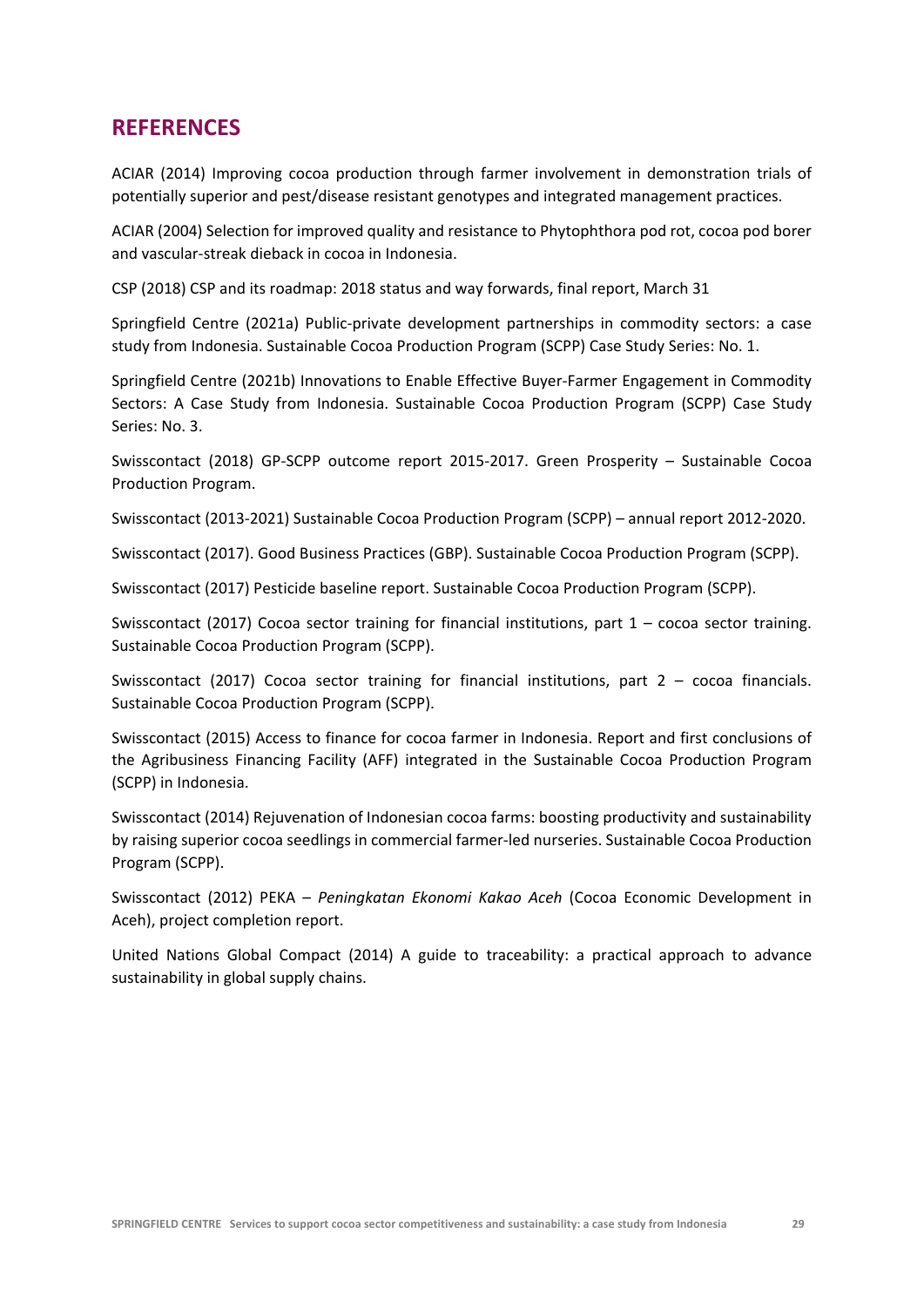## REFERENCES

ACIAR (2014) Improving cocoa production through farmer involvement in demonstration trials of potentially superior and pest/disease resistant genotypes and integrated management practices.

ACIAR (2004) Selection for improved quality and resistance to Phytophthora pod rot, cocoa pod borer and vascular-streak dieback in cocoa in Indonesia.

CSP (2018) CSP and its roadmap: 2018 status and way forwards, final report, March 31

Springfield Centre (2021a) Public-private development partnerships in commodity sectors: a case study from Indonesia. Sustainable Cocoa Production Program (SCPP) Case Study Series: No. 1.

Springfield Centre (2021b) Innovations to Enable Effective Buyer-Farmer Engagement in Commodity Sectors: A Case Study from Indonesia. Sustainable Cocoa Production Program (SCPP) Case Study Series: No. 3.

Swisscontact (2018) GP-SCPP outcome report 2015-2017. Green Prosperity – Sustainable Cocoa Production Program.

Swisscontact (2013-2021) Sustainable Cocoa Production Program (SCPP) – annual report 2012-2020.

Swisscontact (2017). Good Business Practices (GBP). Sustainable Cocoa Production Program (SCPP).

Swisscontact (2017) Pesticide baseline report. Sustainable Cocoa Production Program (SCPP).

Swisscontact (2017) Cocoa sector training for financial institutions, part 1 – cocoa sector training. Sustainable Cocoa Production Program (SCPP).

Swisscontact (2017) Cocoa sector training for financial institutions, part 2 – cocoa financials. Sustainable Cocoa Production Program (SCPP).

Swisscontact (2015) Access to finance for cocoa farmer in Indonesia. Report and first conclusions of the Agribusiness Financing Facility (AFF) integrated in the Sustainable Cocoa Production Program (SCPP) in Indonesia.

Swisscontact (2014) Rejuvenation of Indonesian cocoa farms: boosting productivity and sustainability by raising superior cocoa seedlings in commercial farmer-led nurseries. Sustainable Cocoa Production Program (SCPP).

Swisscontact (2012) PEKA – *Peningkatan Ekonomi Kakao Aceh* (Cocoa Economic Development in Aceh), project completion report.

United Nations Global Compact (2014) A guide to traceability: a practical approach to advance sustainability in global supply chains.